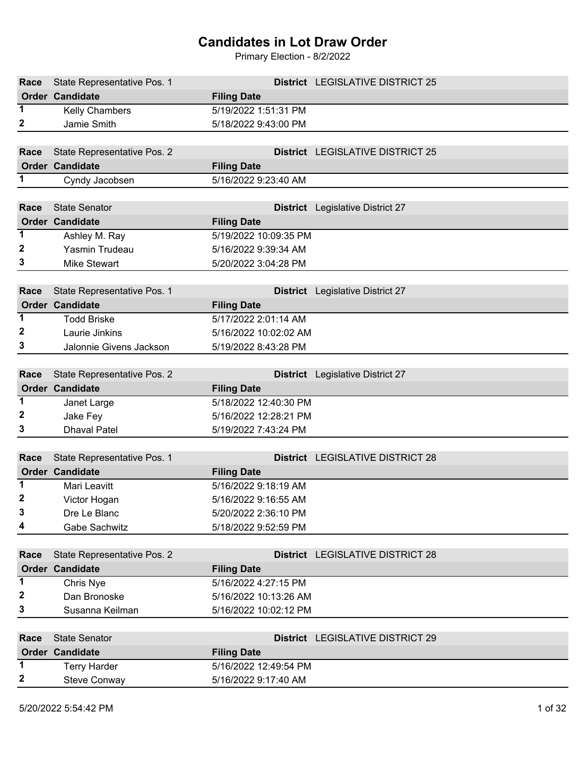# Candidates in Lot Draw Order

Primary Election - 8/2/2022

**Race** State Representative Pos. 1 **District** LEGISLATIVE DISTRICT 25

| Order | Candidate | Filing Date |
|---|---|---|
| 1 | Kelly Chambers | 5/19/2022 1:51:31 PM |
| 2 | Jamie Smith | 5/18/2022 9:43:00 PM |

**Race** State Representative Pos. 2 **District** LEGISLATIVE DISTRICT 25

| Order | Candidate | Filing Date |
|---|---|---|
| 1 | Cyndy Jacobsen | 5/16/2022 9:23:40 AM |

**Race** State Senator **District** Legislative District 27

| Order | Candidate | Filing Date |
|---|---|---|
| 1 | Ashley M. Ray | 5/19/2022 10:09:35 PM |
| 2 | Yasmin Trudeau | 5/16/2022 9:39:34 AM |
| 3 | Mike Stewart | 5/20/2022 3:04:28 PM |

**Race** State Representative Pos. 1 **District** Legislative District 27

| Order | Candidate | Filing Date |
|---|---|---|
| 1 | Todd Briske | 5/17/2022 2:01:14 AM |
| 2 | Laurie Jinkins | 5/16/2022 10:02:02 AM |
| 3 | Jalonnie Givens Jackson | 5/19/2022 8:43:28 PM |

**Race** State Representative Pos. 2 **District** Legislative District 27

| Order | Candidate | Filing Date |
|---|---|---|
| 1 | Janet Large | 5/18/2022 12:40:30 PM |
| 2 | Jake Fey | 5/16/2022 12:28:21 PM |
| 3 | Dhaval Patel | 5/19/2022 7:43:24 PM |

**Race** State Representative Pos. 1 **District** LEGISLATIVE DISTRICT 28

| Order | Candidate | Filing Date |
|---|---|---|
| 1 | Mari Leavitt | 5/16/2022 9:18:19 AM |
| 2 | Victor Hogan | 5/16/2022 9:16:55 AM |
| 3 | Dre Le Blanc | 5/20/2022 2:36:10 PM |
| 4 | Gabe Sachwitz | 5/18/2022 9:52:59 PM |

**Race** State Representative Pos. 2 **District** LEGISLATIVE DISTRICT 28

| Order | Candidate | Filing Date |
|---|---|---|
| 1 | Chris Nye | 5/16/2022 4:27:15 PM |
| 2 | Dan Bronoske | 5/16/2022 10:13:26 AM |
| 3 | Susanna Keilman | 5/16/2022 10:02:12 PM |

**Race** State Senator **District** LEGISLATIVE DISTRICT 29

| Order | Candidate | Filing Date |
|---|---|---|
| 1 | Terry Harder | 5/16/2022 12:49:54 PM |
| 2 | Steve Conway | 5/16/2022 9:17:40 AM |

5/20/2022 5:54:42 PM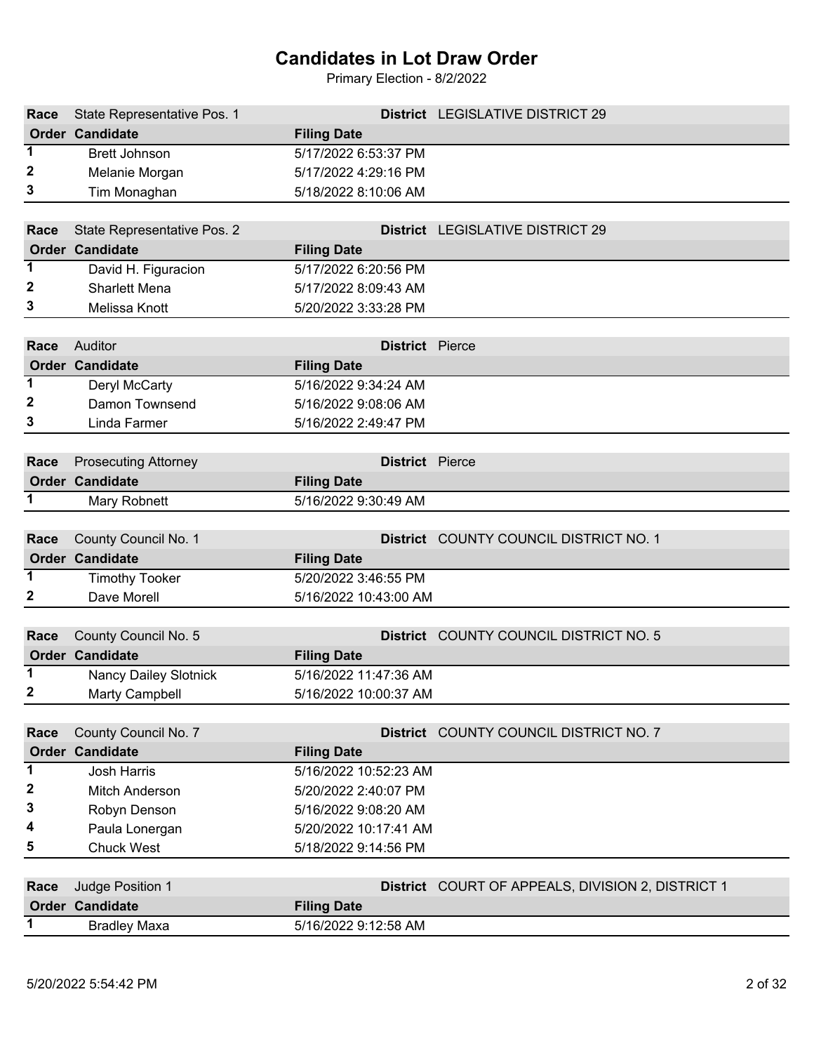# Candidates in Lot Draw Order

Primary Election - 8/2/2022

**Race:** State Representative Pos. 1 — **District:** LEGISLATIVE DISTRICT 29

| Order | Candidate | Filing Date |
|---|---|---|
| 1 | Brett Johnson | 5/17/2022 6:53:37 PM |
| 2 | Melanie Morgan | 5/17/2022 4:29:16 PM |
| 3 | Tim Monaghan | 5/18/2022 8:10:06 AM |

**Race:** State Representative Pos. 2 — **District:** LEGISLATIVE DISTRICT 29

| Order | Candidate | Filing Date |
|---|---|---|
| 1 | David H. Figuracion | 5/17/2022 6:20:56 PM |
| 2 | Sharlett Mena | 5/17/2022 8:09:43 AM |
| 3 | Melissa Knott | 5/20/2022 3:33:28 PM |

**Race:** Auditor — **District:** Pierce

| Order | Candidate | Filing Date |
|---|---|---|
| 1 | Deryl McCarty | 5/16/2022 9:34:24 AM |
| 2 | Damon Townsend | 5/16/2022 9:08:06 AM |
| 3 | Linda Farmer | 5/16/2022 2:49:47 PM |

**Race:** Prosecuting Attorney — **District:** Pierce

| Order | Candidate | Filing Date |
|---|---|---|
| 1 | Mary Robnett | 5/16/2022 9:30:49 AM |

**Race:** County Council No. 1 — **District:** COUNTY COUNCIL DISTRICT NO. 1

| Order | Candidate | Filing Date |
|---|---|---|
| 1 | Timothy Tooker | 5/20/2022 3:46:55 PM |
| 2 | Dave Morell | 5/16/2022 10:43:00 AM |

**Race:** County Council No. 5 — **District:** COUNTY COUNCIL DISTRICT NO. 5

| Order | Candidate | Filing Date |
|---|---|---|
| 1 | Nancy Dailey Slotnick | 5/16/2022 11:47:36 AM |
| 2 | Marty Campbell | 5/16/2022 10:00:37 AM |

**Race:** County Council No. 7 — **District:** COUNTY COUNCIL DISTRICT NO. 7

| Order | Candidate | Filing Date |
|---|---|---|
| 1 | Josh Harris | 5/16/2022 10:52:23 AM |
| 2 | Mitch Anderson | 5/20/2022 2:40:07 PM |
| 3 | Robyn Denson | 5/16/2022 9:08:20 AM |
| 4 | Paula Lonergan | 5/20/2022 10:17:41 AM |
| 5 | Chuck West | 5/18/2022 9:14:56 PM |

**Race:** Judge Position 1 — **District:** COURT OF APPEALS, DIVISION 2, DISTRICT 1

| Order | Candidate | Filing Date |
|---|---|---|
| 1 | Bradley Maxa | 5/16/2022 9:12:58 AM |

5/20/2022 5:54:42 PM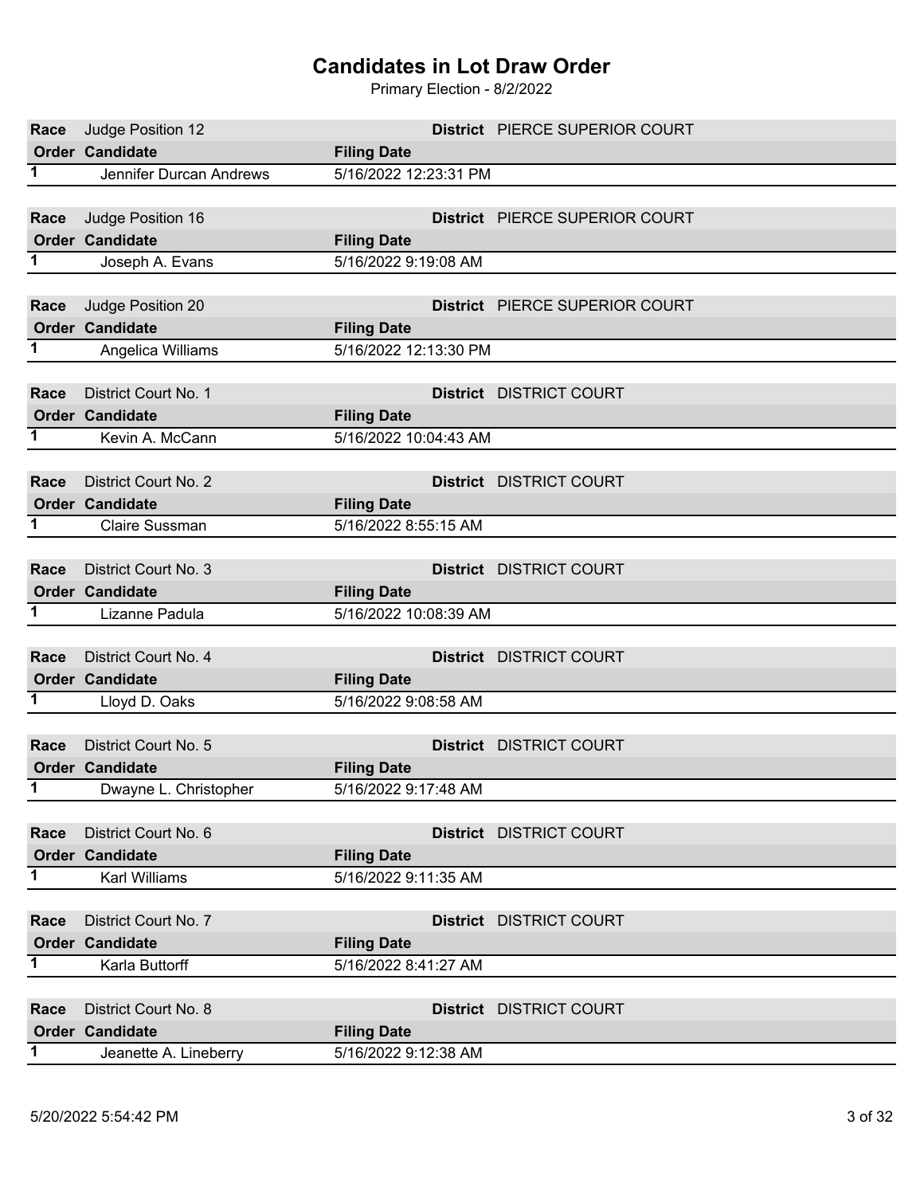# Candidates in Lot Draw Order

Primary Election - 8/2/2022

| Race | Judge Position 12 | District | PIERCE SUPERIOR COURT |
|---|---|---|---|
| **Order** | **Candidate** | **Filing Date** | |
| 1 | Jennifer Durcan Andrews | 5/16/2022 12:23:31 PM | |

| Race | Judge Position 16 | District | PIERCE SUPERIOR COURT |
|---|---|---|---|
| **Order** | **Candidate** | **Filing Date** | |
| 1 | Joseph A. Evans | 5/16/2022 9:19:08 AM | |

| Race | Judge Position 20 | District | PIERCE SUPERIOR COURT |
|---|---|---|---|
| **Order** | **Candidate** | **Filing Date** | |
| 1 | Angelica Williams | 5/16/2022 12:13:30 PM | |

| Race | District Court No. 1 | District | DISTRICT COURT |
|---|---|---|---|
| **Order** | **Candidate** | **Filing Date** | |
| 1 | Kevin A. McCann | 5/16/2022 10:04:43 AM | |

| Race | District Court No. 2 | District | DISTRICT COURT |
|---|---|---|---|
| **Order** | **Candidate** | **Filing Date** | |
| 1 | Claire Sussman | 5/16/2022 8:55:15 AM | |

| Race | District Court No. 3 | District | DISTRICT COURT |
|---|---|---|---|
| **Order** | **Candidate** | **Filing Date** | |
| 1 | Lizanne Padula | 5/16/2022 10:08:39 AM | |

| Race | District Court No. 4 | District | DISTRICT COURT |
|---|---|---|---|
| **Order** | **Candidate** | **Filing Date** | |
| 1 | Lloyd D. Oaks | 5/16/2022 9:08:58 AM | |

| Race | District Court No. 5 | District | DISTRICT COURT |
|---|---|---|---|
| **Order** | **Candidate** | **Filing Date** | |
| 1 | Dwayne L. Christopher | 5/16/2022 9:17:48 AM | |

| Race | District Court No. 6 | District | DISTRICT COURT |
|---|---|---|---|
| **Order** | **Candidate** | **Filing Date** | |
| 1 | Karl Williams | 5/16/2022 9:11:35 AM | |

| Race | District Court No. 7 | District | DISTRICT COURT |
|---|---|---|---|
| **Order** | **Candidate** | **Filing Date** | |
| 1 | Karla Buttorff | 5/16/2022 8:41:27 AM | |

| Race | District Court No. 8 | District | DISTRICT COURT |
|---|---|---|---|
| **Order** | **Candidate** | **Filing Date** | |
| 1 | Jeanette A. Lineberry | 5/16/2022 9:12:38 AM | |

5/20/2022 5:54:42 PM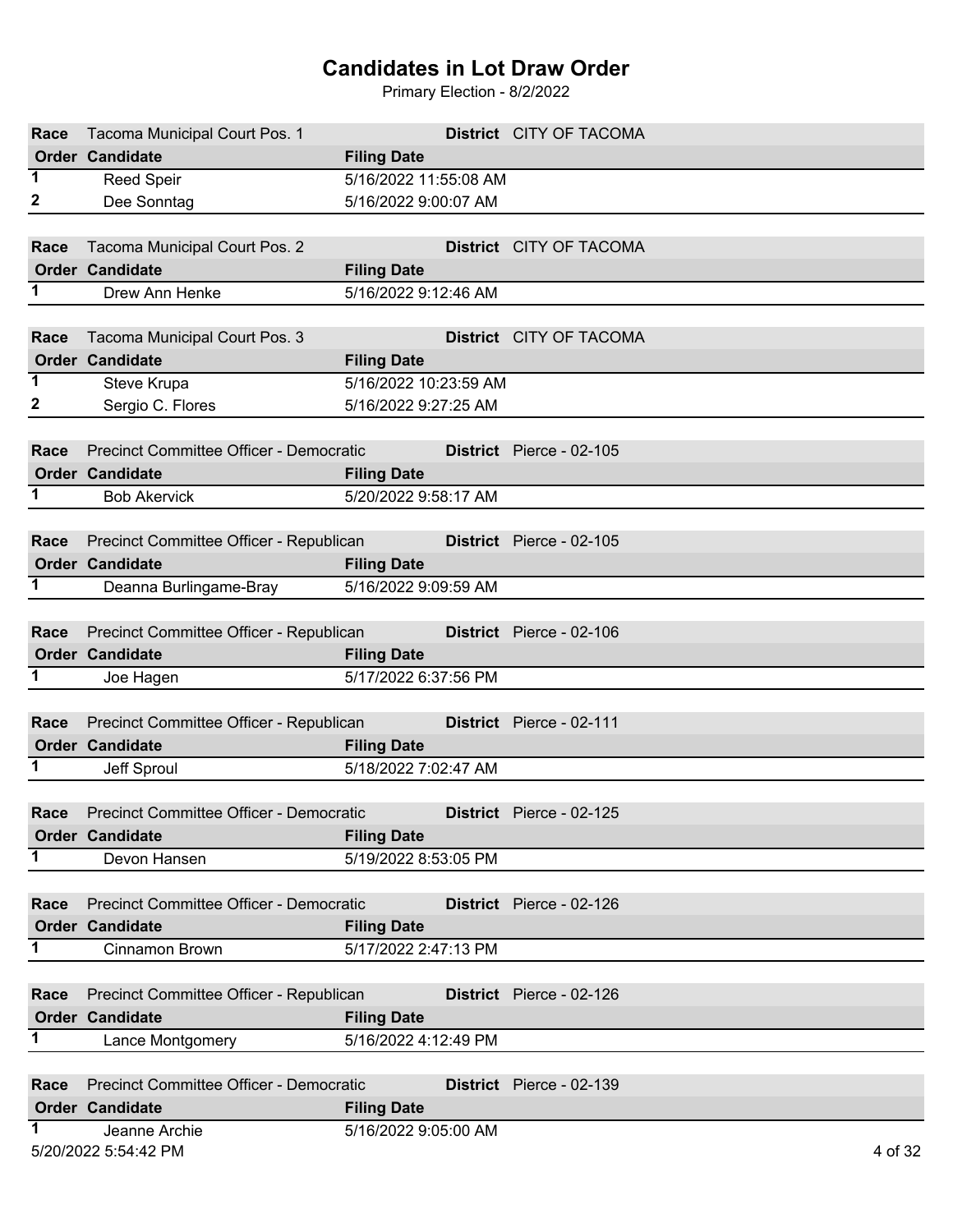# Candidates in Lot Draw Order

Primary Election - 8/2/2022

**Race** Tacoma Municipal Court Pos. 1 — **District** CITY OF TACOMA

| Order | Candidate | Filing Date |
|---|---|---|
| 1 | Reed Speir | 5/16/2022 11:55:08 AM |
| 2 | Dee Sonntag | 5/16/2022 9:00:07 AM |

**Race** Tacoma Municipal Court Pos. 2 — **District** CITY OF TACOMA

| Order | Candidate | Filing Date |
|---|---|---|
| 1 | Drew Ann Henke | 5/16/2022 9:12:46 AM |

**Race** Tacoma Municipal Court Pos. 3 — **District** CITY OF TACOMA

| Order | Candidate | Filing Date |
|---|---|---|
| 1 | Steve Krupa | 5/16/2022 10:23:59 AM |
| 2 | Sergio C. Flores | 5/16/2022 9:27:25 AM |

**Race** Precinct Committee Officer - Democratic — **District** Pierce - 02-105

| Order | Candidate | Filing Date |
|---|---|---|
| 1 | Bob Akervick | 5/20/2022 9:58:17 AM |

**Race** Precinct Committee Officer - Republican — **District** Pierce - 02-105

| Order | Candidate | Filing Date |
|---|---|---|
| 1 | Deanna Burlingame-Bray | 5/16/2022 9:09:59 AM |

**Race** Precinct Committee Officer - Republican — **District** Pierce - 02-106

| Order | Candidate | Filing Date |
|---|---|---|
| 1 | Joe Hagen | 5/17/2022 6:37:56 PM |

**Race** Precinct Committee Officer - Republican — **District** Pierce - 02-111

| Order | Candidate | Filing Date |
|---|---|---|
| 1 | Jeff Sproul | 5/18/2022 7:02:47 AM |

**Race** Precinct Committee Officer - Democratic — **District** Pierce - 02-125

| Order | Candidate | Filing Date |
|---|---|---|
| 1 | Devon Hansen | 5/19/2022 8:53:05 PM |

**Race** Precinct Committee Officer - Democratic — **District** Pierce - 02-126

| Order | Candidate | Filing Date |
|---|---|---|
| 1 | Cinnamon Brown | 5/17/2022 2:47:13 PM |

**Race** Precinct Committee Officer - Republican — **District** Pierce - 02-126

| Order | Candidate | Filing Date |
|---|---|---|
| 1 | Lance Montgomery | 5/16/2022 4:12:49 PM |

**Race** Precinct Committee Officer - Democratic — **District** Pierce - 02-139

| Order | Candidate | Filing Date |
|---|---|---|
| 1 | Jeanne Archie | 5/16/2022 9:05:00 AM |

5/20/2022 5:54:42 PM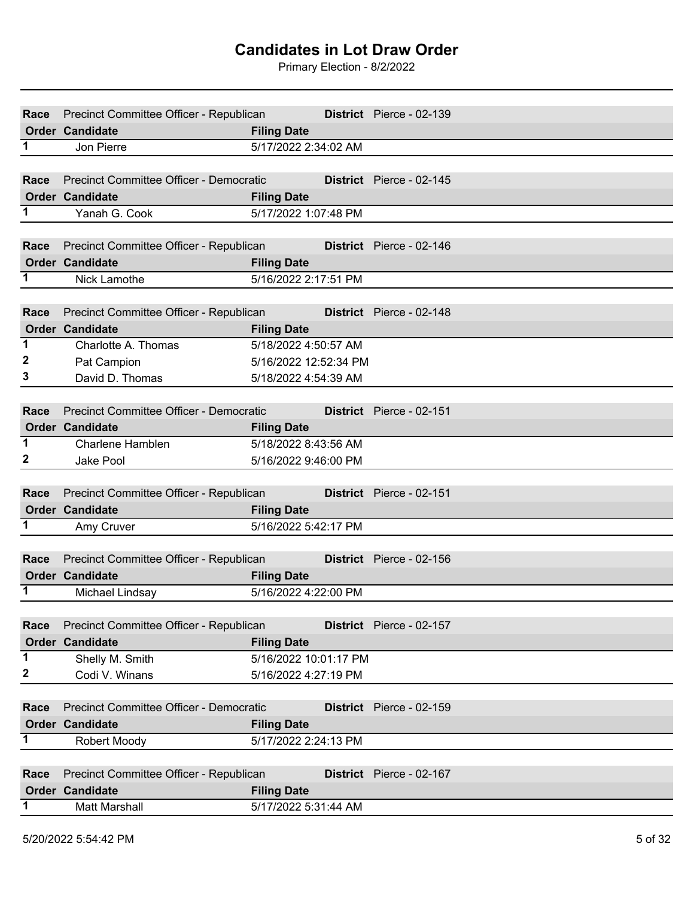# Candidates in Lot Draw Order

Primary Election - 8/2/2022

**Race** Precinct Committee Officer - Republican **District** Pierce - 02-139

| Order | Candidate | Filing Date |
|---|---|---|
| 1 | Jon Pierre | 5/17/2022 2:34:02 AM |

**Race** Precinct Committee Officer - Democratic **District** Pierce - 02-145

| Order | Candidate | Filing Date |
|---|---|---|
| 1 | Yanah G. Cook | 5/17/2022 1:07:48 PM |

**Race** Precinct Committee Officer - Republican **District** Pierce - 02-146

| Order | Candidate | Filing Date |
|---|---|---|
| 1 | Nick Lamothe | 5/16/2022 2:17:51 PM |

**Race** Precinct Committee Officer - Republican **District** Pierce - 02-148

| Order | Candidate | Filing Date |
|---|---|---|
| 1 | Charlotte A. Thomas | 5/18/2022 4:50:57 AM |
| 2 | Pat Campion | 5/16/2022 12:52:34 PM |
| 3 | David D. Thomas | 5/18/2022 4:54:39 AM |

**Race** Precinct Committee Officer - Democratic **District** Pierce - 02-151

| Order | Candidate | Filing Date |
|---|---|---|
| 1 | Charlene Hamblen | 5/18/2022 8:43:56 AM |
| 2 | Jake Pool | 5/16/2022 9:46:00 PM |

**Race** Precinct Committee Officer - Republican **District** Pierce - 02-151

| Order | Candidate | Filing Date |
|---|---|---|
| 1 | Amy Cruver | 5/16/2022 5:42:17 PM |

**Race** Precinct Committee Officer - Republican **District** Pierce - 02-156

| Order | Candidate | Filing Date |
|---|---|---|
| 1 | Michael Lindsay | 5/16/2022 4:22:00 PM |

**Race** Precinct Committee Officer - Republican **District** Pierce - 02-157

| Order | Candidate | Filing Date |
|---|---|---|
| 1 | Shelly M. Smith | 5/16/2022 10:01:17 PM |
| 2 | Codi V. Winans | 5/16/2022 4:27:19 PM |

**Race** Precinct Committee Officer - Democratic **District** Pierce - 02-159

| Order | Candidate | Filing Date |
|---|---|---|
| 1 | Robert Moody | 5/17/2022 2:24:13 PM |

**Race** Precinct Committee Officer - Republican **District** Pierce - 02-167

| Order | Candidate | Filing Date |
|---|---|---|
| 1 | Matt Marshall | 5/17/2022 5:31:44 AM |

5/20/2022 5:54:42 PM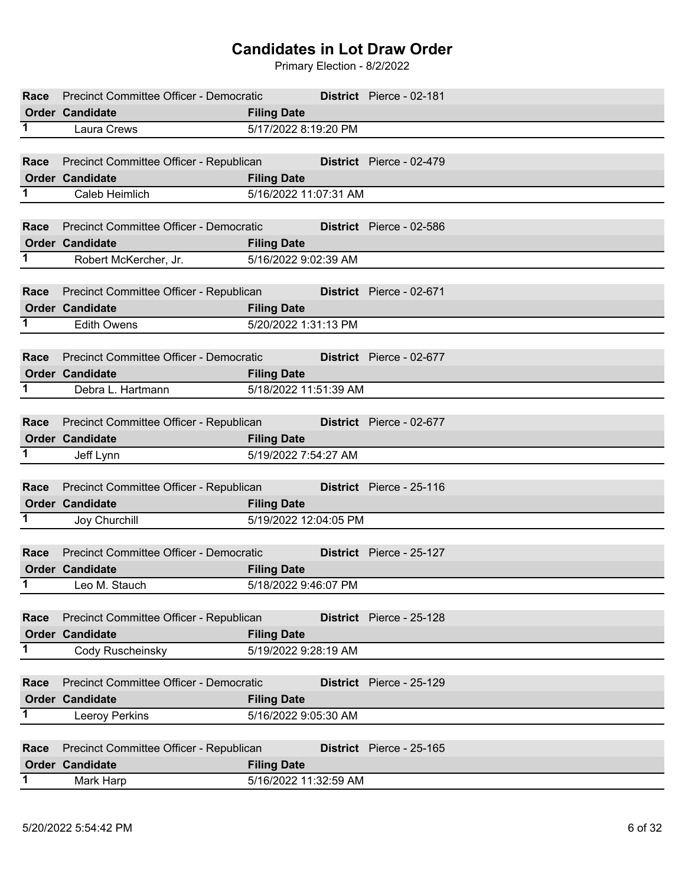# Candidates in Lot Draw Order

Primary Election - 8/2/2022

**Race** Precinct Committee Officer - Democratic **District** Pierce - 02-181

| Order | Candidate | Filing Date |
|---|---|---|
| 1 | Laura Crews | 5/17/2022 8:19:20 PM |

**Race** Precinct Committee Officer - Republican **District** Pierce - 02-479

| Order | Candidate | Filing Date |
|---|---|---|
| 1 | Caleb Heimlich | 5/16/2022 11:07:31 AM |

**Race** Precinct Committee Officer - Democratic **District** Pierce - 02-586

| Order | Candidate | Filing Date |
|---|---|---|
| 1 | Robert McKercher, Jr. | 5/16/2022 9:02:39 AM |

**Race** Precinct Committee Officer - Republican **District** Pierce - 02-671

| Order | Candidate | Filing Date |
|---|---|---|
| 1 | Edith Owens | 5/20/2022 1:31:13 PM |

**Race** Precinct Committee Officer - Democratic **District** Pierce - 02-677

| Order | Candidate | Filing Date |
|---|---|---|
| 1 | Debra L. Hartmann | 5/18/2022 11:51:39 AM |

**Race** Precinct Committee Officer - Republican **District** Pierce - 02-677

| Order | Candidate | Filing Date |
|---|---|---|
| 1 | Jeff Lynn | 5/19/2022 7:54:27 AM |

**Race** Precinct Committee Officer - Republican **District** Pierce - 25-116

| Order | Candidate | Filing Date |
|---|---|---|
| 1 | Joy Churchill | 5/19/2022 12:04:05 PM |

**Race** Precinct Committee Officer - Democratic **District** Pierce - 25-127

| Order | Candidate | Filing Date |
|---|---|---|
| 1 | Leo M. Stauch | 5/18/2022 9:46:07 PM |

**Race** Precinct Committee Officer - Republican **District** Pierce - 25-128

| Order | Candidate | Filing Date |
|---|---|---|
| 1 | Cody Ruscheinsky | 5/19/2022 9:28:19 AM |

**Race** Precinct Committee Officer - Democratic **District** Pierce - 25-129

| Order | Candidate | Filing Date |
|---|---|---|
| 1 | Leeroy Perkins | 5/16/2022 9:05:30 AM |

**Race** Precinct Committee Officer - Republican **District** Pierce - 25-165

| Order | Candidate | Filing Date |
|---|---|---|
| 1 | Mark Harp | 5/16/2022 11:32:59 AM |

5/20/2022 5:54:42 PM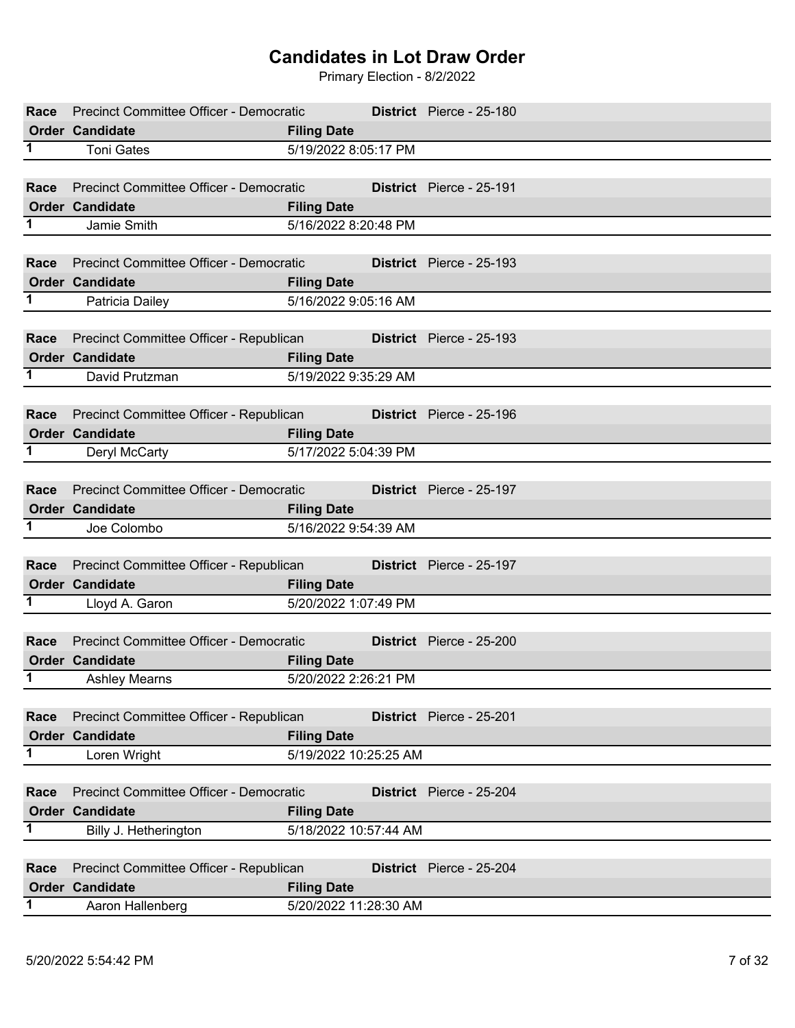# Candidates in Lot Draw Order

Primary Election - 8/2/2022

| Race | Precinct Committee Officer - Democratic | District | Pierce - 25-180 |
|---|---|---|---|
| **Order** | **Candidate** | **Filing Date** | |
| 1 | Toni Gates | 5/19/2022 8:05:17 PM | |

| Race | Precinct Committee Officer - Democratic | District | Pierce - 25-191 |
|---|---|---|---|
| **Order** | **Candidate** | **Filing Date** | |
| 1 | Jamie Smith | 5/16/2022 8:20:48 PM | |

| Race | Precinct Committee Officer - Democratic | District | Pierce - 25-193 |
|---|---|---|---|
| **Order** | **Candidate** | **Filing Date** | |
| 1 | Patricia Dailey | 5/16/2022 9:05:16 AM | |

| Race | Precinct Committee Officer - Republican | District | Pierce - 25-193 |
|---|---|---|---|
| **Order** | **Candidate** | **Filing Date** | |
| 1 | David Prutzman | 5/19/2022 9:35:29 AM | |

| Race | Precinct Committee Officer - Republican | District | Pierce - 25-196 |
|---|---|---|---|
| **Order** | **Candidate** | **Filing Date** | |
| 1 | Deryl McCarty | 5/17/2022 5:04:39 PM | |

| Race | Precinct Committee Officer - Democratic | District | Pierce - 25-197 |
|---|---|---|---|
| **Order** | **Candidate** | **Filing Date** | |
| 1 | Joe Colombo | 5/16/2022 9:54:39 AM | |

| Race | Precinct Committee Officer - Republican | District | Pierce - 25-197 |
|---|---|---|---|
| **Order** | **Candidate** | **Filing Date** | |
| 1 | Lloyd A. Garon | 5/20/2022 1:07:49 PM | |

| Race | Precinct Committee Officer - Democratic | District | Pierce - 25-200 |
|---|---|---|---|
| **Order** | **Candidate** | **Filing Date** | |
| 1 | Ashley Mearns | 5/20/2022 2:26:21 PM | |

| Race | Precinct Committee Officer - Republican | District | Pierce - 25-201 |
|---|---|---|---|
| **Order** | **Candidate** | **Filing Date** | |
| 1 | Loren Wright | 5/19/2022 10:25:25 AM | |

| Race | Precinct Committee Officer - Democratic | District | Pierce - 25-204 |
|---|---|---|---|
| **Order** | **Candidate** | **Filing Date** | |
| 1 | Billy J. Hetherington | 5/18/2022 10:57:44 AM | |

| Race | Precinct Committee Officer - Republican | District | Pierce - 25-204 |
|---|---|---|---|
| **Order** | **Candidate** | **Filing Date** | |
| 1 | Aaron Hallenberg | 5/20/2022 11:28:30 AM | |

5/20/2022 5:54:42 PM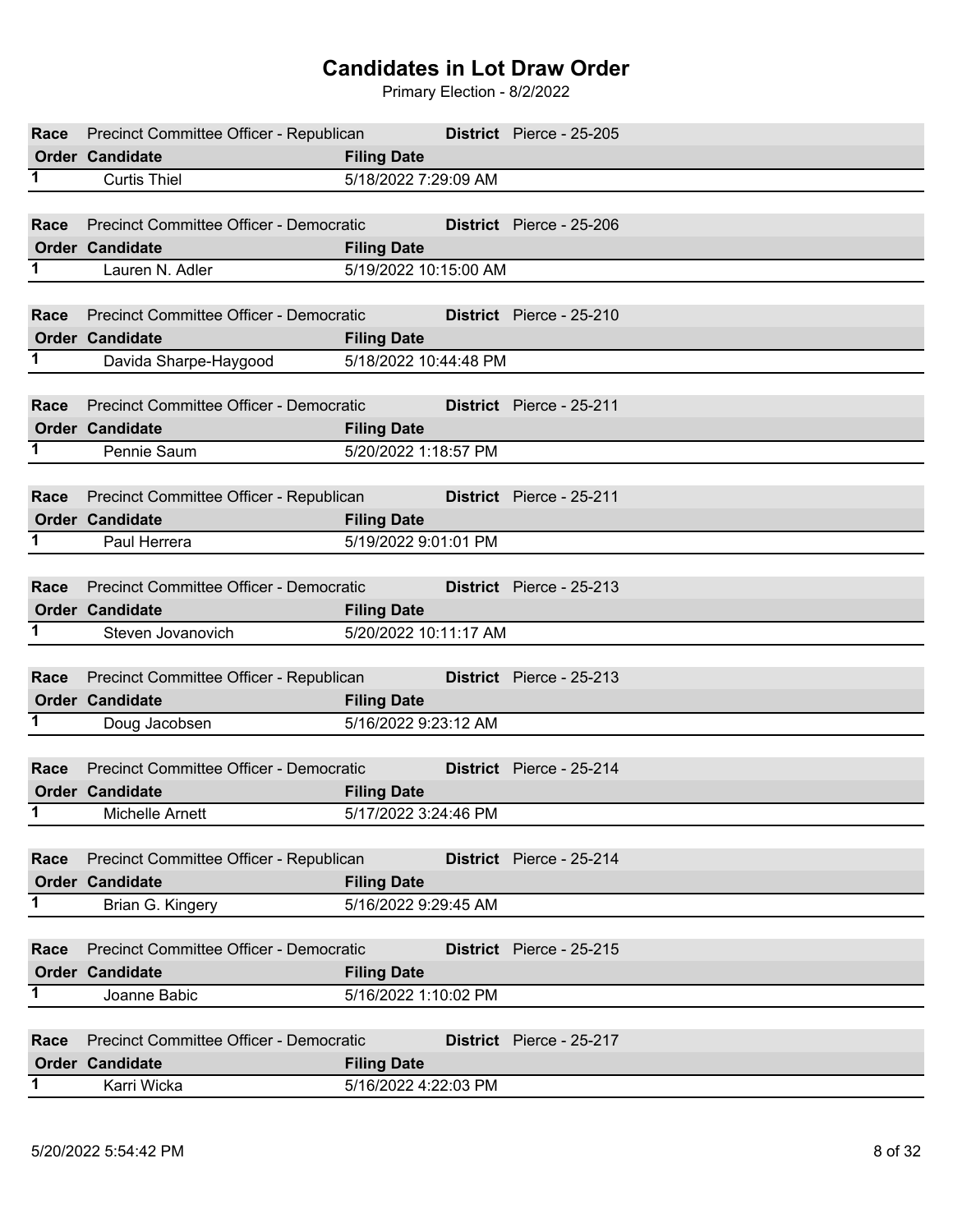# Candidates in Lot Draw Order

Primary Election - 8/2/2022

**Race** Precinct Committee Officer - Republican **District** Pierce - 25-205

| Order | Candidate | Filing Date |
|---|---|---|
| 1 | Curtis Thiel | 5/18/2022 7:29:09 AM |

**Race** Precinct Committee Officer - Democratic **District** Pierce - 25-206

| Order | Candidate | Filing Date |
|---|---|---|
| 1 | Lauren N. Adler | 5/19/2022 10:15:00 AM |

**Race** Precinct Committee Officer - Democratic **District** Pierce - 25-210

| Order | Candidate | Filing Date |
|---|---|---|
| 1 | Davida Sharpe-Haygood | 5/18/2022 10:44:48 PM |

**Race** Precinct Committee Officer - Democratic **District** Pierce - 25-211

| Order | Candidate | Filing Date |
|---|---|---|
| 1 | Pennie Saum | 5/20/2022 1:18:57 PM |

**Race** Precinct Committee Officer - Republican **District** Pierce - 25-211

| Order | Candidate | Filing Date |
|---|---|---|
| 1 | Paul Herrera | 5/19/2022 9:01:01 PM |

**Race** Precinct Committee Officer - Democratic **District** Pierce - 25-213

| Order | Candidate | Filing Date |
|---|---|---|
| 1 | Steven Jovanovich | 5/20/2022 10:11:17 AM |

**Race** Precinct Committee Officer - Republican **District** Pierce - 25-213

| Order | Candidate | Filing Date |
|---|---|---|
| 1 | Doug Jacobsen | 5/16/2022 9:23:12 AM |

**Race** Precinct Committee Officer - Democratic **District** Pierce - 25-214

| Order | Candidate | Filing Date |
|---|---|---|
| 1 | Michelle Arnett | 5/17/2022 3:24:46 PM |

**Race** Precinct Committee Officer - Republican **District** Pierce - 25-214

| Order | Candidate | Filing Date |
|---|---|---|
| 1 | Brian G. Kingery | 5/16/2022 9:29:45 AM |

**Race** Precinct Committee Officer - Democratic **District** Pierce - 25-215

| Order | Candidate | Filing Date |
|---|---|---|
| 1 | Joanne Babic | 5/16/2022 1:10:02 PM |

**Race** Precinct Committee Officer - Democratic **District** Pierce - 25-217

| Order | Candidate | Filing Date |
|---|---|---|
| 1 | Karri Wicka | 5/16/2022 4:22:03 PM |

5/20/2022 5:54:42 PM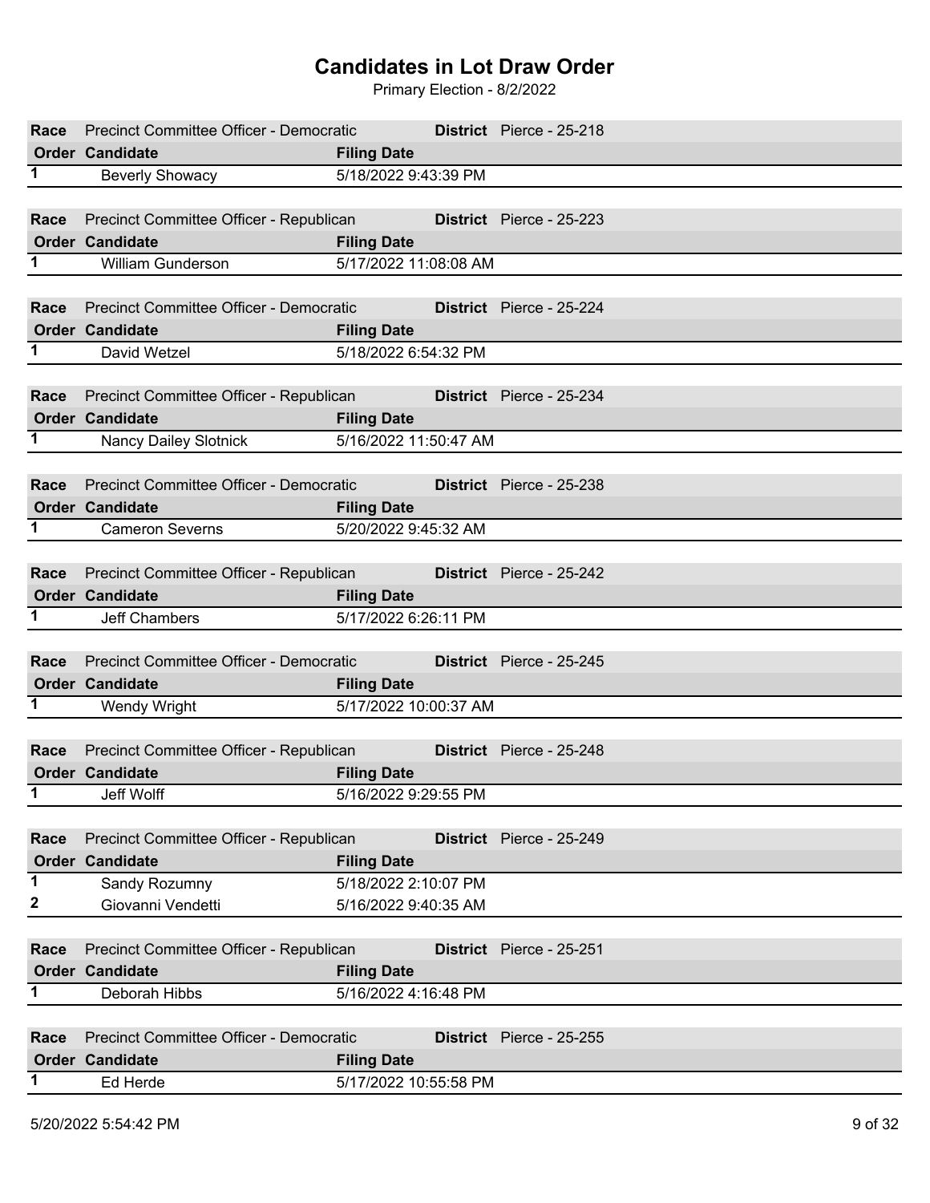# Candidates in Lot Draw Order

Primary Election - 8/2/2022

**Race** Precinct Committee Officer - Democratic **District** Pierce - 25-218

| Order | Candidate | Filing Date |
|---|---|---|
| 1 | Beverly Showacy | 5/18/2022 9:43:39 PM |

**Race** Precinct Committee Officer - Republican **District** Pierce - 25-223

| Order | Candidate | Filing Date |
|---|---|---|
| 1 | William Gunderson | 5/17/2022 11:08:08 AM |

**Race** Precinct Committee Officer - Democratic **District** Pierce - 25-224

| Order | Candidate | Filing Date |
|---|---|---|
| 1 | David Wetzel | 5/18/2022 6:54:32 PM |

**Race** Precinct Committee Officer - Republican **District** Pierce - 25-234

| Order | Candidate | Filing Date |
|---|---|---|
| 1 | Nancy Dailey Slotnick | 5/16/2022 11:50:47 AM |

**Race** Precinct Committee Officer - Democratic **District** Pierce - 25-238

| Order | Candidate | Filing Date |
|---|---|---|
| 1 | Cameron Severns | 5/20/2022 9:45:32 AM |

**Race** Precinct Committee Officer - Republican **District** Pierce - 25-242

| Order | Candidate | Filing Date |
|---|---|---|
| 1 | Jeff Chambers | 5/17/2022 6:26:11 PM |

**Race** Precinct Committee Officer - Democratic **District** Pierce - 25-245

| Order | Candidate | Filing Date |
|---|---|---|
| 1 | Wendy Wright | 5/17/2022 10:00:37 AM |

**Race** Precinct Committee Officer - Republican **District** Pierce - 25-248

| Order | Candidate | Filing Date |
|---|---|---|
| 1 | Jeff Wolff | 5/16/2022 9:29:55 PM |

**Race** Precinct Committee Officer - Republican **District** Pierce - 25-249

| Order | Candidate | Filing Date |
|---|---|---|
| 1 | Sandy Rozumny | 5/18/2022 2:10:07 PM |
| 2 | Giovanni Vendetti | 5/16/2022 9:40:35 AM |

**Race** Precinct Committee Officer - Republican **District** Pierce - 25-251

| Order | Candidate | Filing Date |
|---|---|---|
| 1 | Deborah Hibbs | 5/16/2022 4:16:48 PM |

**Race** Precinct Committee Officer - Democratic **District** Pierce - 25-255

| Order | Candidate | Filing Date |
|---|---|---|
| 1 | Ed Herde | 5/17/2022 10:55:58 PM |

5/20/2022 5:54:42 PM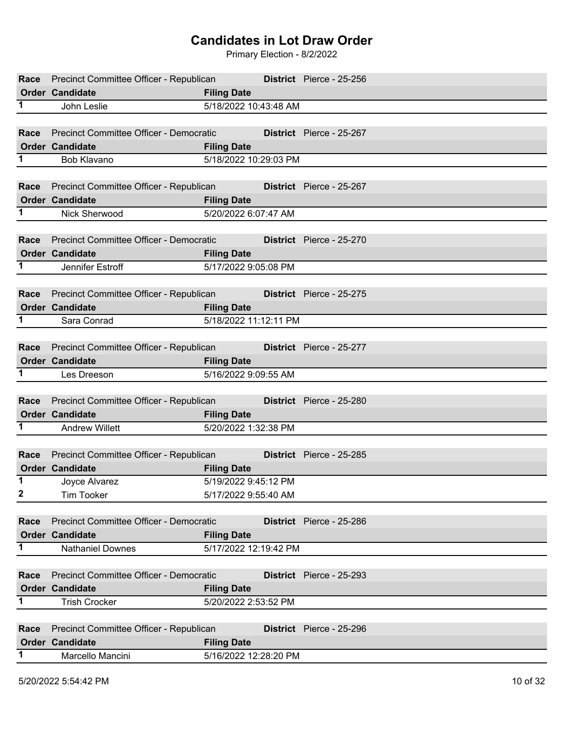# Candidates in Lot Draw Order

Primary Election - 8/2/2022

**Race** Precinct Committee Officer - Republican **District** Pierce - 25-256

| Order | Candidate | Filing Date |
|---|---|---|
| 1 | John Leslie | 5/18/2022 10:43:48 AM |

**Race** Precinct Committee Officer - Democratic **District** Pierce - 25-267

| Order | Candidate | Filing Date |
|---|---|---|
| 1 | Bob Klavano | 5/18/2022 10:29:03 PM |

**Race** Precinct Committee Officer - Republican **District** Pierce - 25-267

| Order | Candidate | Filing Date |
|---|---|---|
| 1 | Nick Sherwood | 5/20/2022 6:07:47 AM |

**Race** Precinct Committee Officer - Democratic **District** Pierce - 25-270

| Order | Candidate | Filing Date |
|---|---|---|
| 1 | Jennifer Estroff | 5/17/2022 9:05:08 PM |

**Race** Precinct Committee Officer - Republican **District** Pierce - 25-275

| Order | Candidate | Filing Date |
|---|---|---|
| 1 | Sara Conrad | 5/18/2022 11:12:11 PM |

**Race** Precinct Committee Officer - Republican **District** Pierce - 25-277

| Order | Candidate | Filing Date |
|---|---|---|
| 1 | Les Dreeson | 5/16/2022 9:09:55 AM |

**Race** Precinct Committee Officer - Republican **District** Pierce - 25-280

| Order | Candidate | Filing Date |
|---|---|---|
| 1 | Andrew Willett | 5/20/2022 1:32:38 PM |

**Race** Precinct Committee Officer - Republican **District** Pierce - 25-285

| Order | Candidate | Filing Date |
|---|---|---|
| 1 | Joyce Alvarez | 5/19/2022 9:45:12 PM |
| 2 | Tim Tooker | 5/17/2022 9:55:40 AM |

**Race** Precinct Committee Officer - Democratic **District** Pierce - 25-286

| Order | Candidate | Filing Date |
|---|---|---|
| 1 | Nathaniel Downes | 5/17/2022 12:19:42 PM |

**Race** Precinct Committee Officer - Democratic **District** Pierce - 25-293

| Order | Candidate | Filing Date |
|---|---|---|
| 1 | Trish Crocker | 5/20/2022 2:53:52 PM |

**Race** Precinct Committee Officer - Republican **District** Pierce - 25-296

| Order | Candidate | Filing Date |
|---|---|---|
| 1 | Marcello Mancini | 5/16/2022 12:28:20 PM |

5/20/2022 5:54:42 PM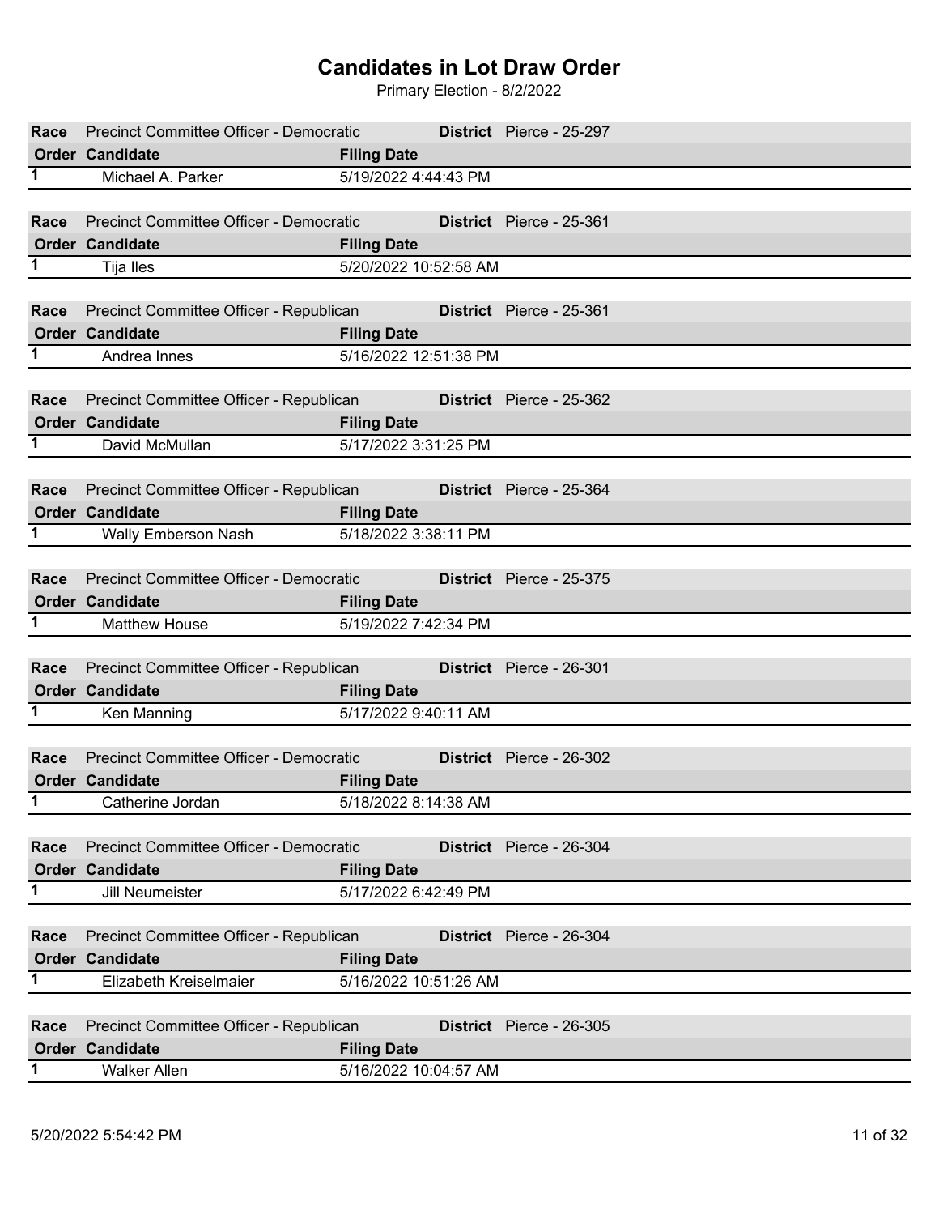# Candidates in Lot Draw Order

Primary Election - 8/2/2022

**Race** Precinct Committee Officer - Democratic **District** Pierce - 25-297

| Order | Candidate | Filing Date |
|---|---|---|
| 1 | Michael A. Parker | 5/19/2022 4:44:43 PM |

**Race** Precinct Committee Officer - Democratic **District** Pierce - 25-361

| Order | Candidate | Filing Date |
|---|---|---|
| 1 | Tija Iles | 5/20/2022 10:52:58 AM |

**Race** Precinct Committee Officer - Republican **District** Pierce - 25-361

| Order | Candidate | Filing Date |
|---|---|---|
| 1 | Andrea Innes | 5/16/2022 12:51:38 PM |

**Race** Precinct Committee Officer - Republican **District** Pierce - 25-362

| Order | Candidate | Filing Date |
|---|---|---|
| 1 | David McMullan | 5/17/2022 3:31:25 PM |

**Race** Precinct Committee Officer - Republican **District** Pierce - 25-364

| Order | Candidate | Filing Date |
|---|---|---|
| 1 | Wally Emberson Nash | 5/18/2022 3:38:11 PM |

**Race** Precinct Committee Officer - Democratic **District** Pierce - 25-375

| Order | Candidate | Filing Date |
|---|---|---|
| 1 | Matthew House | 5/19/2022 7:42:34 PM |

**Race** Precinct Committee Officer - Republican **District** Pierce - 26-301

| Order | Candidate | Filing Date |
|---|---|---|
| 1 | Ken Manning | 5/17/2022 9:40:11 AM |

**Race** Precinct Committee Officer - Democratic **District** Pierce - 26-302

| Order | Candidate | Filing Date |
|---|---|---|
| 1 | Catherine Jordan | 5/18/2022 8:14:38 AM |

**Race** Precinct Committee Officer - Democratic **District** Pierce - 26-304

| Order | Candidate | Filing Date |
|---|---|---|
| 1 | Jill Neumeister | 5/17/2022 6:42:49 PM |

**Race** Precinct Committee Officer - Republican **District** Pierce - 26-304

| Order | Candidate | Filing Date |
|---|---|---|
| 1 | Elizabeth Kreiselmaier | 5/16/2022 10:51:26 AM |

**Race** Precinct Committee Officer - Republican **District** Pierce - 26-305

| Order | Candidate | Filing Date |
|---|---|---|
| 1 | Walker Allen | 5/16/2022 10:04:57 AM |

5/20/2022 5:54:42 PM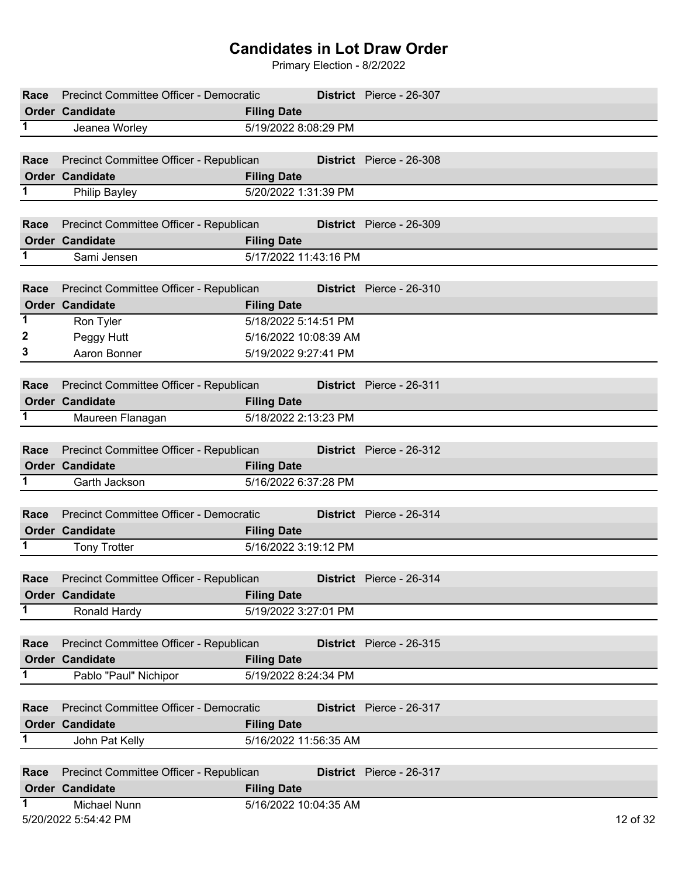# Candidates in Lot Draw Order

Primary Election - 8/2/2022

**Race** Precinct Committee Officer - Democratic **District** Pierce - 26-307

| Order | Candidate | Filing Date |
|---|---|---|
| 1 | Jeanea Worley | 5/19/2022 8:08:29 PM |

**Race** Precinct Committee Officer - Republican **District** Pierce - 26-308

| Order | Candidate | Filing Date |
|---|---|---|
| 1 | Philip Bayley | 5/20/2022 1:31:39 PM |

**Race** Precinct Committee Officer - Republican **District** Pierce - 26-309

| Order | Candidate | Filing Date |
|---|---|---|
| 1 | Sami Jensen | 5/17/2022 11:43:16 PM |

**Race** Precinct Committee Officer - Republican **District** Pierce - 26-310

| Order | Candidate | Filing Date |
|---|---|---|
| 1 | Ron Tyler | 5/18/2022 5:14:51 PM |
| 2 | Peggy Hutt | 5/16/2022 10:08:39 AM |
| 3 | Aaron Bonner | 5/19/2022 9:27:41 PM |

**Race** Precinct Committee Officer - Republican **District** Pierce - 26-311

| Order | Candidate | Filing Date |
|---|---|---|
| 1 | Maureen Flanagan | 5/18/2022 2:13:23 PM |

**Race** Precinct Committee Officer - Republican **District** Pierce - 26-312

| Order | Candidate | Filing Date |
|---|---|---|
| 1 | Garth Jackson | 5/16/2022 6:37:28 PM |

**Race** Precinct Committee Officer - Democratic **District** Pierce - 26-314

| Order | Candidate | Filing Date |
|---|---|---|
| 1 | Tony Trotter | 5/16/2022 3:19:12 PM |

**Race** Precinct Committee Officer - Republican **District** Pierce - 26-314

| Order | Candidate | Filing Date |
|---|---|---|
| 1 | Ronald Hardy | 5/19/2022 3:27:01 PM |

**Race** Precinct Committee Officer - Republican **District** Pierce - 26-315

| Order | Candidate | Filing Date |
|---|---|---|
| 1 | Pablo "Paul" Nichipor | 5/19/2022 8:24:34 PM |

**Race** Precinct Committee Officer - Democratic **District** Pierce - 26-317

| Order | Candidate | Filing Date |
|---|---|---|
| 1 | John Pat Kelly | 5/16/2022 11:56:35 AM |

**Race** Precinct Committee Officer - Republican **District** Pierce - 26-317

| Order | Candidate | Filing Date |
|---|---|---|
| 1 | Michael Nunn | 5/16/2022 10:04:35 AM |

5/20/2022 5:54:42 PM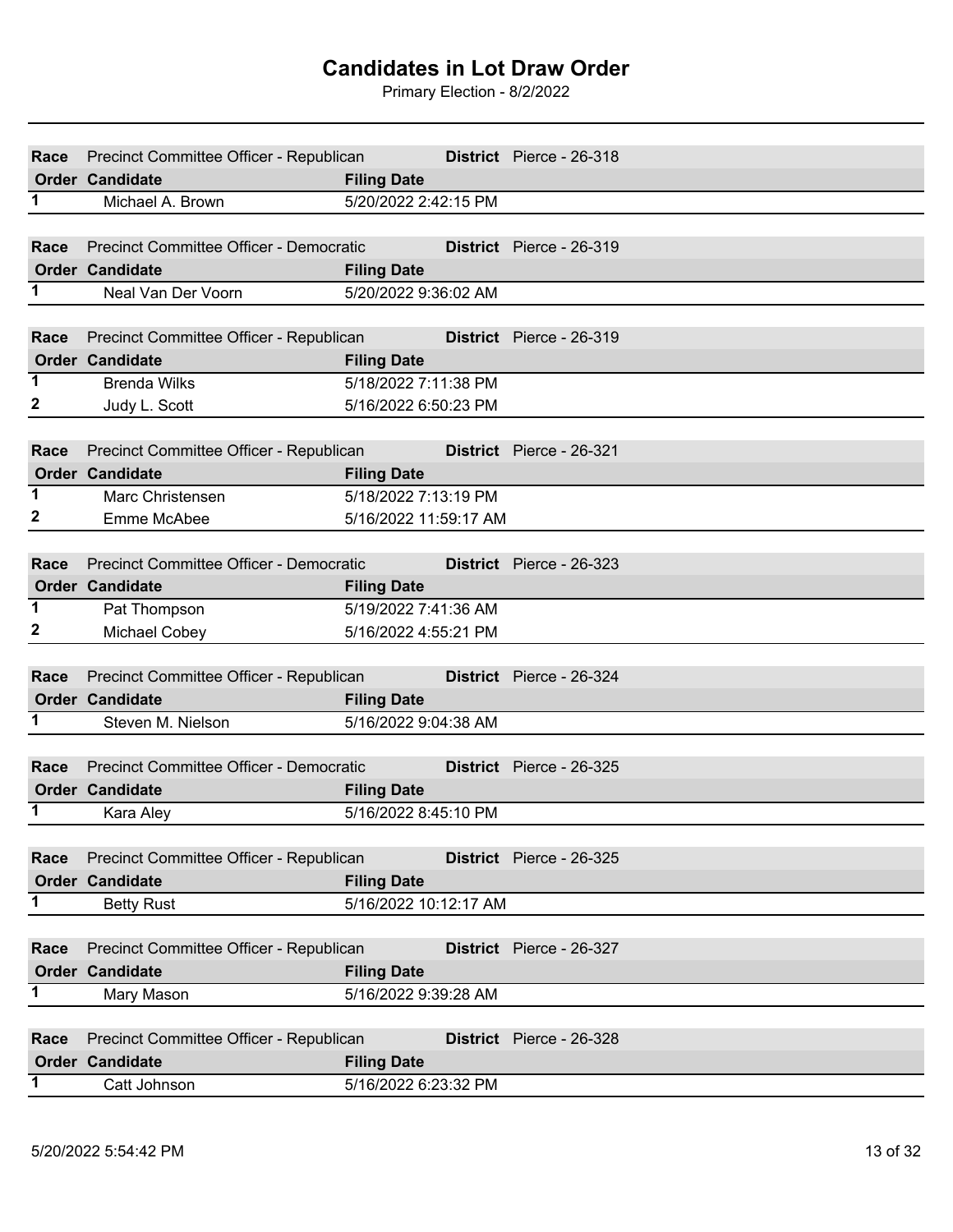# Candidates in Lot Draw Order

Primary Election - 8/2/2022

**Race** Precinct Committee Officer - Republican **District** Pierce - 26-318

| Order | Candidate | Filing Date |
|---|---|---|
| 1 | Michael A. Brown | 5/20/2022 2:42:15 PM |

**Race** Precinct Committee Officer - Democratic **District** Pierce - 26-319

| Order | Candidate | Filing Date |
|---|---|---|
| 1 | Neal Van Der Voorn | 5/20/2022 9:36:02 AM |

**Race** Precinct Committee Officer - Republican **District** Pierce - 26-319

| Order | Candidate | Filing Date |
|---|---|---|
| 1 | Brenda Wilks | 5/18/2022 7:11:38 PM |
| 2 | Judy L. Scott | 5/16/2022 6:50:23 PM |

**Race** Precinct Committee Officer - Republican **District** Pierce - 26-321

| Order | Candidate | Filing Date |
|---|---|---|
| 1 | Marc Christensen | 5/18/2022 7:13:19 PM |
| 2 | Emme McAbee | 5/16/2022 11:59:17 AM |

**Race** Precinct Committee Officer - Democratic **District** Pierce - 26-323

| Order | Candidate | Filing Date |
|---|---|---|
| 1 | Pat Thompson | 5/19/2022 7:41:36 AM |
| 2 | Michael Cobey | 5/16/2022 4:55:21 PM |

**Race** Precinct Committee Officer - Republican **District** Pierce - 26-324

| Order | Candidate | Filing Date |
|---|---|---|
| 1 | Steven M. Nielson | 5/16/2022 9:04:38 AM |

**Race** Precinct Committee Officer - Democratic **District** Pierce - 26-325

| Order | Candidate | Filing Date |
|---|---|---|
| 1 | Kara Aley | 5/16/2022 8:45:10 PM |

**Race** Precinct Committee Officer - Republican **District** Pierce - 26-325

| Order | Candidate | Filing Date |
|---|---|---|
| 1 | Betty Rust | 5/16/2022 10:12:17 AM |

**Race** Precinct Committee Officer - Republican **District** Pierce - 26-327

| Order | Candidate | Filing Date |
|---|---|---|
| 1 | Mary Mason | 5/16/2022 9:39:28 AM |

**Race** Precinct Committee Officer - Republican **District** Pierce - 26-328

| Order | Candidate | Filing Date |
|---|---|---|
| 1 | Catt Johnson | 5/16/2022 6:23:32 PM |

5/20/2022 5:54:42 PM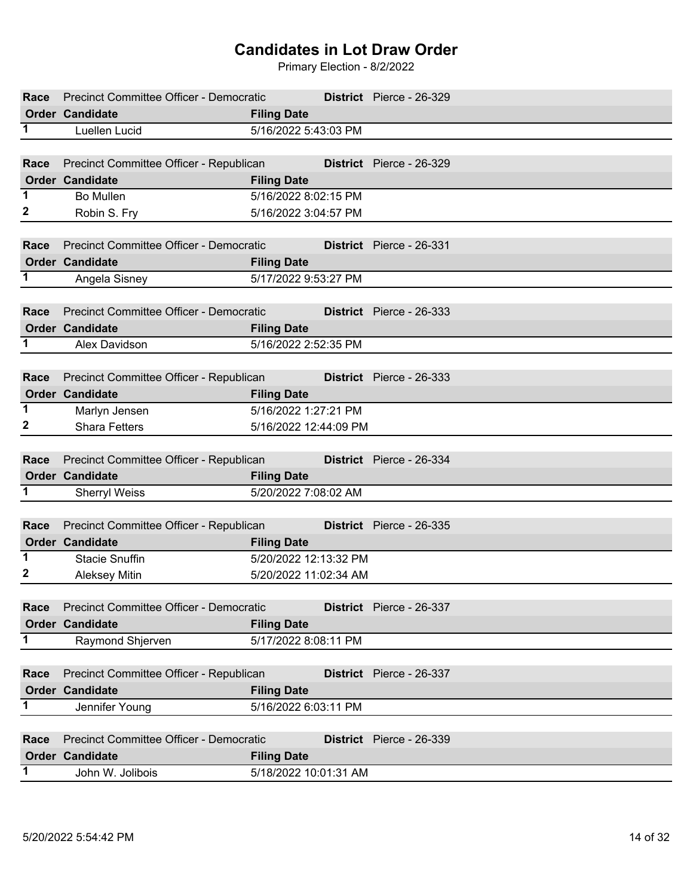# Candidates in Lot Draw Order

Primary Election - 8/2/2022

**Race** Precinct Committee Officer - Democratic **District** Pierce - 26-329

| Order | Candidate | Filing Date |
|---|---|---|
| 1 | Luellen Lucid | 5/16/2022 5:43:03 PM |

**Race** Precinct Committee Officer - Republican **District** Pierce - 26-329

| Order | Candidate | Filing Date |
|---|---|---|
| 1 | Bo Mullen | 5/16/2022 8:02:15 PM |
| 2 | Robin S. Fry | 5/16/2022 3:04:57 PM |

**Race** Precinct Committee Officer - Democratic **District** Pierce - 26-331

| Order | Candidate | Filing Date |
|---|---|---|
| 1 | Angela Sisney | 5/17/2022 9:53:27 PM |

**Race** Precinct Committee Officer - Democratic **District** Pierce - 26-333

| Order | Candidate | Filing Date |
|---|---|---|
| 1 | Alex Davidson | 5/16/2022 2:52:35 PM |

**Race** Precinct Committee Officer - Republican **District** Pierce - 26-333

| Order | Candidate | Filing Date |
|---|---|---|
| 1 | Marlyn Jensen | 5/16/2022 1:27:21 PM |
| 2 | Shara Fetters | 5/16/2022 12:44:09 PM |

**Race** Precinct Committee Officer - Republican **District** Pierce - 26-334

| Order | Candidate | Filing Date |
|---|---|---|
| 1 | Sherryl Weiss | 5/20/2022 7:08:02 AM |

**Race** Precinct Committee Officer - Republican **District** Pierce - 26-335

| Order | Candidate | Filing Date |
|---|---|---|
| 1 | Stacie Snuffin | 5/20/2022 12:13:32 PM |
| 2 | Aleksey Mitin | 5/20/2022 11:02:34 AM |

**Race** Precinct Committee Officer - Democratic **District** Pierce - 26-337

| Order | Candidate | Filing Date |
|---|---|---|
| 1 | Raymond Shjerven | 5/17/2022 8:08:11 PM |

**Race** Precinct Committee Officer - Republican **District** Pierce - 26-337

| Order | Candidate | Filing Date |
|---|---|---|
| 1 | Jennifer Young | 5/16/2022 6:03:11 PM |

**Race** Precinct Committee Officer - Democratic **District** Pierce - 26-339

| Order | Candidate | Filing Date |
|---|---|---|
| 1 | John W. Jolibois | 5/18/2022 10:01:31 AM |

5/20/2022 5:54:42 PM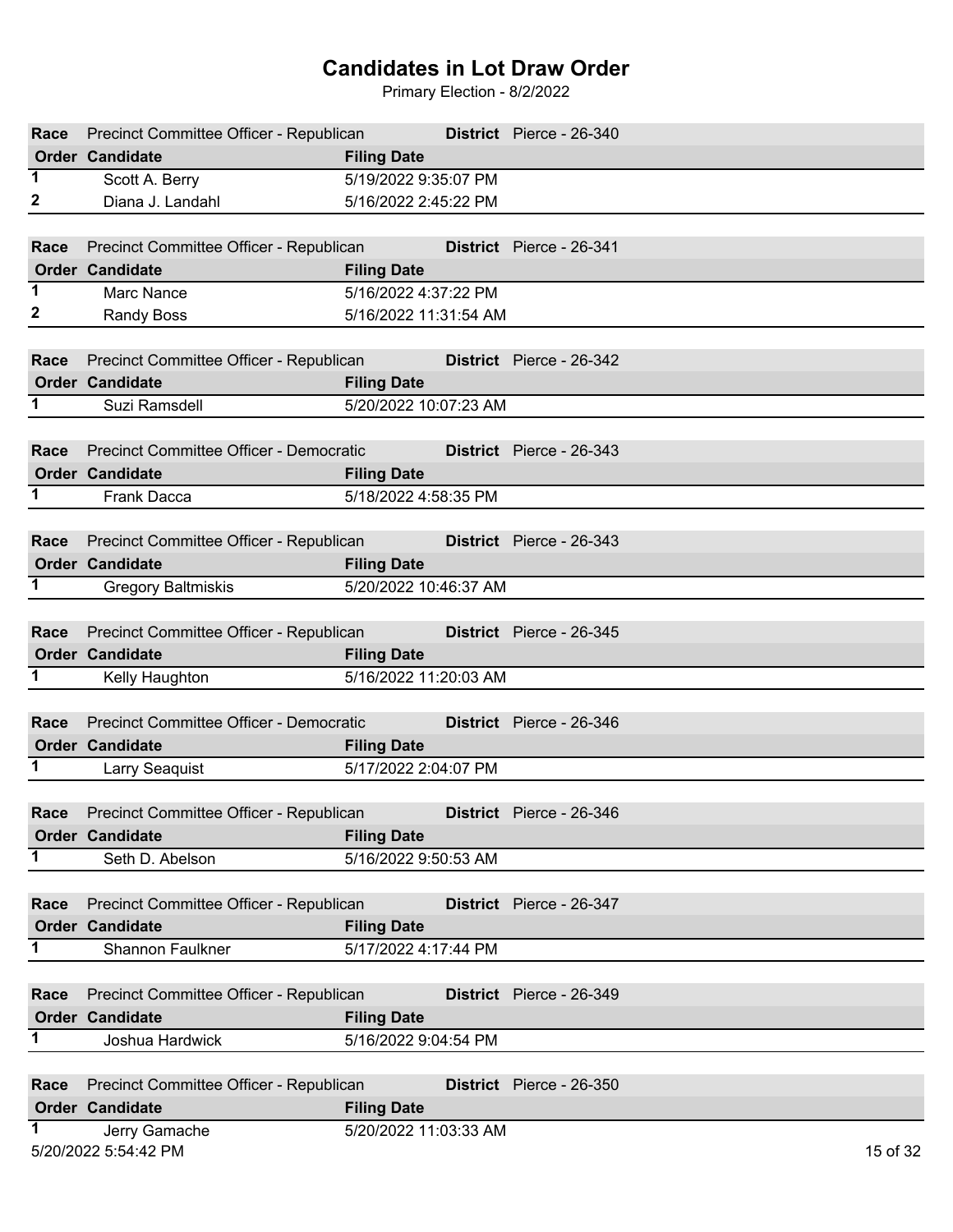# Candidates in Lot Draw Order

Primary Election - 8/2/2022

**Race** Precinct Committee Officer - Republican **District** Pierce - 26-340

| Order | Candidate | Filing Date |
|---|---|---|
| 1 | Scott A. Berry | 5/19/2022 9:35:07 PM |
| 2 | Diana J. Landahl | 5/16/2022 2:45:22 PM |

**Race** Precinct Committee Officer - Republican **District** Pierce - 26-341

| Order | Candidate | Filing Date |
|---|---|---|
| 1 | Marc Nance | 5/16/2022 4:37:22 PM |
| 2 | Randy Boss | 5/16/2022 11:31:54 AM |

**Race** Precinct Committee Officer - Republican **District** Pierce - 26-342

| Order | Candidate | Filing Date |
|---|---|---|
| 1 | Suzi Ramsdell | 5/20/2022 10:07:23 AM |

**Race** Precinct Committee Officer - Democratic **District** Pierce - 26-343

| Order | Candidate | Filing Date |
|---|---|---|
| 1 | Frank Dacca | 5/18/2022 4:58:35 PM |

**Race** Precinct Committee Officer - Republican **District** Pierce - 26-343

| Order | Candidate | Filing Date |
|---|---|---|
| 1 | Gregory Baltmiskis | 5/20/2022 10:46:37 AM |

**Race** Precinct Committee Officer - Republican **District** Pierce - 26-345

| Order | Candidate | Filing Date |
|---|---|---|
| 1 | Kelly Haughton | 5/16/2022 11:20:03 AM |

**Race** Precinct Committee Officer - Democratic **District** Pierce - 26-346

| Order | Candidate | Filing Date |
|---|---|---|
| 1 | Larry Seaquist | 5/17/2022 2:04:07 PM |

**Race** Precinct Committee Officer - Republican **District** Pierce - 26-346

| Order | Candidate | Filing Date |
|---|---|---|
| 1 | Seth D. Abelson | 5/16/2022 9:50:53 AM |

**Race** Precinct Committee Officer - Republican **District** Pierce - 26-347

| Order | Candidate | Filing Date |
|---|---|---|
| 1 | Shannon Faulkner | 5/17/2022 4:17:44 PM |

**Race** Precinct Committee Officer - Republican **District** Pierce - 26-349

| Order | Candidate | Filing Date |
|---|---|---|
| 1 | Joshua Hardwick | 5/16/2022 9:04:54 PM |

**Race** Precinct Committee Officer - Republican **District** Pierce - 26-350

| Order | Candidate | Filing Date |
|---|---|---|
| 1 | Jerry Gamache | 5/20/2022 11:03:33 AM |

5/20/2022 5:54:42 PM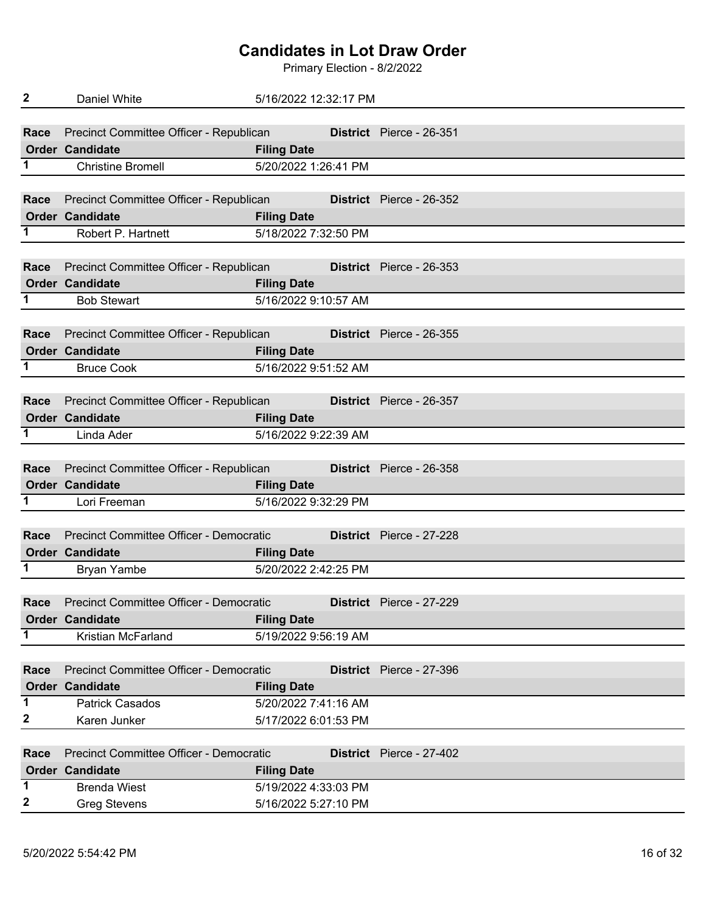# Candidates in Lot Draw Order

Primary Election - 8/2/2022

| Order | Candidate | Filing Date |
|---|---|---|
| 2 | Daniel White | 5/16/2022 12:32:17 PM |

**Race** Precinct Committee Officer - Republican **District** Pierce - 26-351

| Order | Candidate | Filing Date |
|---|---|---|
| 1 | Christine Bromell | 5/20/2022 1:26:41 PM |

**Race** Precinct Committee Officer - Republican **District** Pierce - 26-352

| Order | Candidate | Filing Date |
|---|---|---|
| 1 | Robert P. Hartnett | 5/18/2022 7:32:50 PM |

**Race** Precinct Committee Officer - Republican **District** Pierce - 26-353

| Order | Candidate | Filing Date |
|---|---|---|
| 1 | Bob Stewart | 5/16/2022 9:10:57 AM |

**Race** Precinct Committee Officer - Republican **District** Pierce - 26-355

| Order | Candidate | Filing Date |
|---|---|---|
| 1 | Bruce Cook | 5/16/2022 9:51:52 AM |

**Race** Precinct Committee Officer - Republican **District** Pierce - 26-357

| Order | Candidate | Filing Date |
|---|---|---|
| 1 | Linda Ader | 5/16/2022 9:22:39 AM |

**Race** Precinct Committee Officer - Republican **District** Pierce - 26-358

| Order | Candidate | Filing Date |
|---|---|---|
| 1 | Lori Freeman | 5/16/2022 9:32:29 PM |

**Race** Precinct Committee Officer - Democratic **District** Pierce - 27-228

| Order | Candidate | Filing Date |
|---|---|---|
| 1 | Bryan Yambe | 5/20/2022 2:42:25 PM |

**Race** Precinct Committee Officer - Democratic **District** Pierce - 27-229

| Order | Candidate | Filing Date |
|---|---|---|
| 1 | Kristian McFarland | 5/19/2022 9:56:19 AM |

**Race** Precinct Committee Officer - Democratic **District** Pierce - 27-396

| Order | Candidate | Filing Date |
|---|---|---|
| 1 | Patrick Casados | 5/20/2022 7:41:16 AM |
| 2 | Karen Junker | 5/17/2022 6:01:53 PM |

**Race** Precinct Committee Officer - Democratic **District** Pierce - 27-402

| Order | Candidate | Filing Date |
|---|---|---|
| 1 | Brenda Wiest | 5/19/2022 4:33:03 PM |
| 2 | Greg Stevens | 5/16/2022 5:27:10 PM |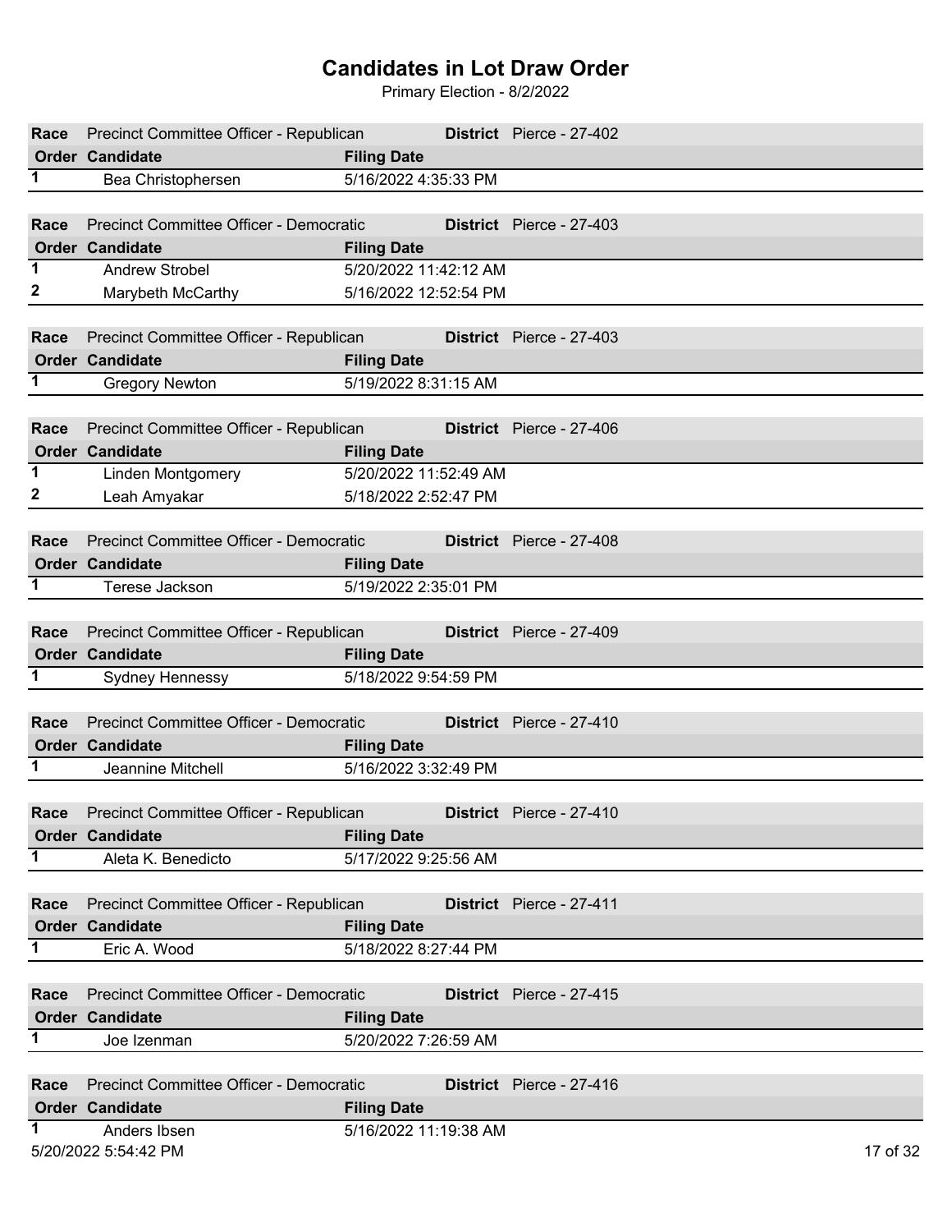# Candidates in Lot Draw Order

Primary Election - 8/2/2022

**Race** Precinct Committee Officer - Republican **District** Pierce - 27-402

| Order | Candidate | Filing Date |
|---|---|---|
| 1 | Bea Christophersen | 5/16/2022 4:35:33 PM |

**Race** Precinct Committee Officer - Democratic **District** Pierce - 27-403

| Order | Candidate | Filing Date |
|---|---|---|
| 1 | Andrew Strobel | 5/20/2022 11:42:12 AM |
| 2 | Marybeth McCarthy | 5/16/2022 12:52:54 PM |

**Race** Precinct Committee Officer - Republican **District** Pierce - 27-403

| Order | Candidate | Filing Date |
|---|---|---|
| 1 | Gregory Newton | 5/19/2022 8:31:15 AM |

**Race** Precinct Committee Officer - Republican **District** Pierce - 27-406

| Order | Candidate | Filing Date |
|---|---|---|
| 1 | Linden Montgomery | 5/20/2022 11:52:49 AM |
| 2 | Leah Amyakar | 5/18/2022 2:52:47 PM |

**Race** Precinct Committee Officer - Democratic **District** Pierce - 27-408

| Order | Candidate | Filing Date |
|---|---|---|
| 1 | Terese Jackson | 5/19/2022 2:35:01 PM |

**Race** Precinct Committee Officer - Republican **District** Pierce - 27-409

| Order | Candidate | Filing Date |
|---|---|---|
| 1 | Sydney Hennessy | 5/18/2022 9:54:59 PM |

**Race** Precinct Committee Officer - Democratic **District** Pierce - 27-410

| Order | Candidate | Filing Date |
|---|---|---|
| 1 | Jeannine Mitchell | 5/16/2022 3:32:49 PM |

**Race** Precinct Committee Officer - Republican **District** Pierce - 27-410

| Order | Candidate | Filing Date |
|---|---|---|
| 1 | Aleta K. Benedicto | 5/17/2022 9:25:56 AM |

**Race** Precinct Committee Officer - Republican **District** Pierce - 27-411

| Order | Candidate | Filing Date |
|---|---|---|
| 1 | Eric A. Wood | 5/18/2022 8:27:44 PM |

**Race** Precinct Committee Officer - Democratic **District** Pierce - 27-415

| Order | Candidate | Filing Date |
|---|---|---|
| 1 | Joe Izenman | 5/20/2022 7:26:59 AM |

**Race** Precinct Committee Officer - Democratic **District** Pierce - 27-416

| Order | Candidate | Filing Date |
|---|---|---|
| 1 | Anders Ibsen | 5/16/2022 11:19:38 AM |

5/20/2022 5:54:42 PM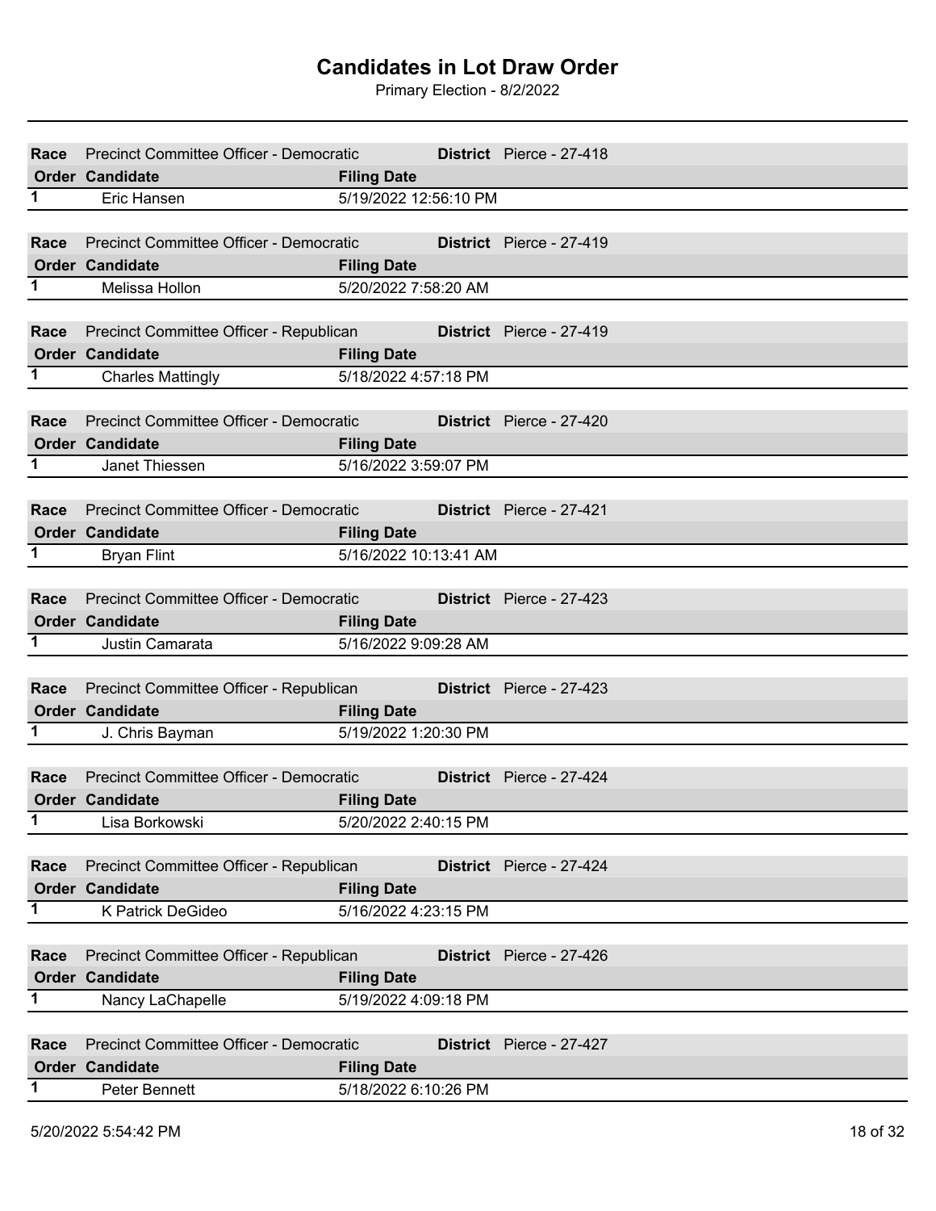# Candidates in Lot Draw Order

Primary Election - 8/2/2022

**Race** Precinct Committee Officer - Democratic **District** Pierce - 27-418

| Order | Candidate | Filing Date |
|---|---|---|
| 1 | Eric Hansen | 5/19/2022 12:56:10 PM |

**Race** Precinct Committee Officer - Democratic **District** Pierce - 27-419

| Order | Candidate | Filing Date |
|---|---|---|
| 1 | Melissa Hollon | 5/20/2022 7:58:20 AM |

**Race** Precinct Committee Officer - Republican **District** Pierce - 27-419

| Order | Candidate | Filing Date |
|---|---|---|
| 1 | Charles Mattingly | 5/18/2022 4:57:18 PM |

**Race** Precinct Committee Officer - Democratic **District** Pierce - 27-420

| Order | Candidate | Filing Date |
|---|---|---|
| 1 | Janet Thiessen | 5/16/2022 3:59:07 PM |

**Race** Precinct Committee Officer - Democratic **District** Pierce - 27-421

| Order | Candidate | Filing Date |
|---|---|---|
| 1 | Bryan Flint | 5/16/2022 10:13:41 AM |

**Race** Precinct Committee Officer - Democratic **District** Pierce - 27-423

| Order | Candidate | Filing Date |
|---|---|---|
| 1 | Justin Camarata | 5/16/2022 9:09:28 AM |

**Race** Precinct Committee Officer - Republican **District** Pierce - 27-423

| Order | Candidate | Filing Date |
|---|---|---|
| 1 | J. Chris Bayman | 5/19/2022 1:20:30 PM |

**Race** Precinct Committee Officer - Democratic **District** Pierce - 27-424

| Order | Candidate | Filing Date |
|---|---|---|
| 1 | Lisa Borkowski | 5/20/2022 2:40:15 PM |

**Race** Precinct Committee Officer - Republican **District** Pierce - 27-424

| Order | Candidate | Filing Date |
|---|---|---|
| 1 | K Patrick DeGideo | 5/16/2022 4:23:15 PM |

**Race** Precinct Committee Officer - Republican **District** Pierce - 27-426

| Order | Candidate | Filing Date |
|---|---|---|
| 1 | Nancy LaChapelle | 5/19/2022 4:09:18 PM |

**Race** Precinct Committee Officer - Democratic **District** Pierce - 27-427

| Order | Candidate | Filing Date |
|---|---|---|
| 1 | Peter Bennett | 5/18/2022 6:10:26 PM |

5/20/2022 5:54:42 PM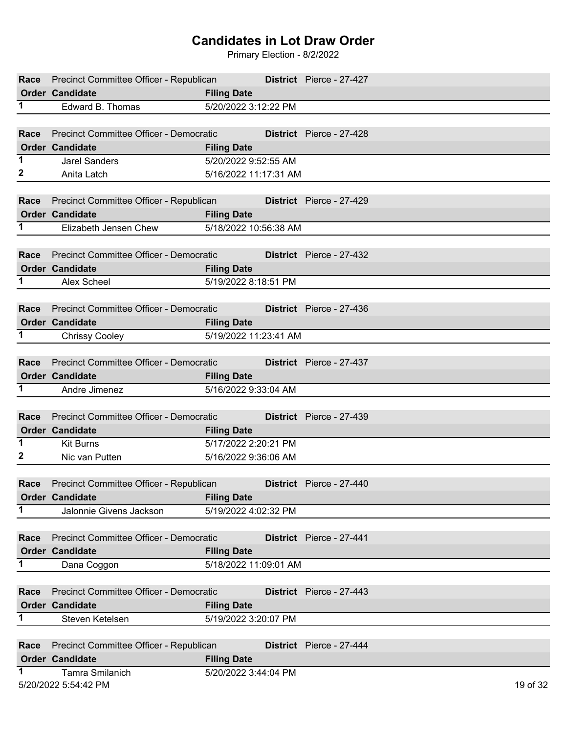# Candidates in Lot Draw Order

Primary Election - 8/2/2022

**Race** Precinct Committee Officer - Republican **District** Pierce - 27-427

| Order | Candidate | Filing Date |
|---|---|---|
| 1 | Edward B. Thomas | 5/20/2022 3:12:22 PM |

**Race** Precinct Committee Officer - Democratic **District** Pierce - 27-428

| Order | Candidate | Filing Date |
|---|---|---|
| 1 | Jarel Sanders | 5/20/2022 9:52:55 AM |
| 2 | Anita Latch | 5/16/2022 11:17:31 AM |

**Race** Precinct Committee Officer - Republican **District** Pierce - 27-429

| Order | Candidate | Filing Date |
|---|---|---|
| 1 | Elizabeth Jensen Chew | 5/18/2022 10:56:38 AM |

**Race** Precinct Committee Officer - Democratic **District** Pierce - 27-432

| Order | Candidate | Filing Date |
|---|---|---|
| 1 | Alex Scheel | 5/19/2022 8:18:51 PM |

**Race** Precinct Committee Officer - Democratic **District** Pierce - 27-436

| Order | Candidate | Filing Date |
|---|---|---|
| 1 | Chrissy Cooley | 5/19/2022 11:23:41 AM |

**Race** Precinct Committee Officer - Democratic **District** Pierce - 27-437

| Order | Candidate | Filing Date |
|---|---|---|
| 1 | Andre Jimenez | 5/16/2022 9:33:04 AM |

**Race** Precinct Committee Officer - Democratic **District** Pierce - 27-439

| Order | Candidate | Filing Date |
|---|---|---|
| 1 | Kit Burns | 5/17/2022 2:20:21 PM |
| 2 | Nic van Putten | 5/16/2022 9:36:06 AM |

**Race** Precinct Committee Officer - Republican **District** Pierce - 27-440

| Order | Candidate | Filing Date |
|---|---|---|
| 1 | Jalonnie Givens Jackson | 5/19/2022 4:02:32 PM |

**Race** Precinct Committee Officer - Democratic **District** Pierce - 27-441

| Order | Candidate | Filing Date |
|---|---|---|
| 1 | Dana Coggon | 5/18/2022 11:09:01 AM |

**Race** Precinct Committee Officer - Democratic **District** Pierce - 27-443

| Order | Candidate | Filing Date |
|---|---|---|
| 1 | Steven Ketelsen | 5/19/2022 3:20:07 PM |

**Race** Precinct Committee Officer - Republican **District** Pierce - 27-444

| Order | Candidate | Filing Date |
|---|---|---|
| 1 | Tamra Smilanich | 5/20/2022 3:44:04 PM |

5/20/2022 5:54:42 PM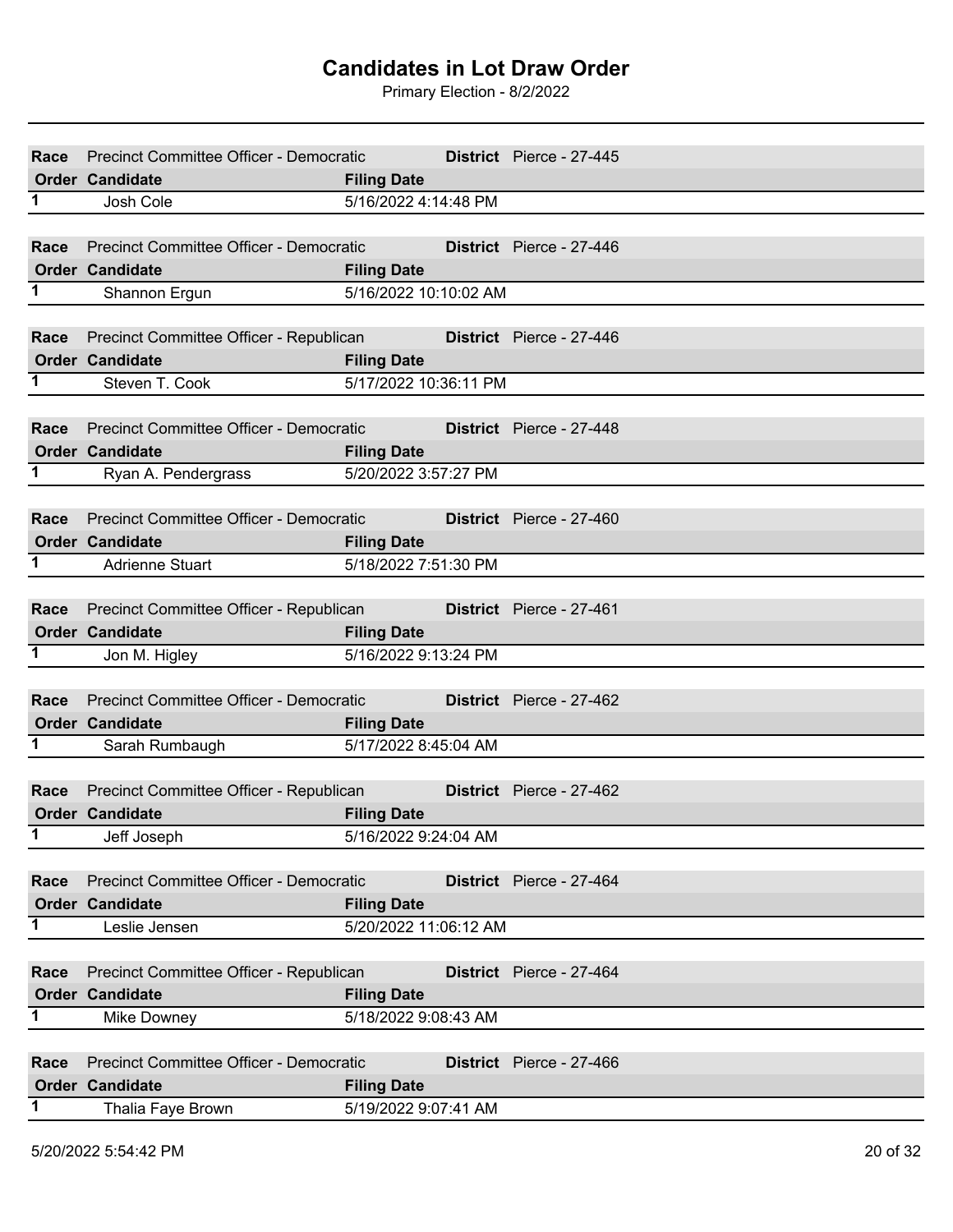# Candidates in Lot Draw Order

Primary Election - 8/2/2022

**Race** Precinct Committee Officer - Democratic **District** Pierce - 27-445

| Order | Candidate | Filing Date |
|---|---|---|
| 1 | Josh Cole | 5/16/2022 4:14:48 PM |

**Race** Precinct Committee Officer - Democratic **District** Pierce - 27-446

| Order | Candidate | Filing Date |
|---|---|---|
| 1 | Shannon Ergun | 5/16/2022 10:10:02 AM |

**Race** Precinct Committee Officer - Republican **District** Pierce - 27-446

| Order | Candidate | Filing Date |
|---|---|---|
| 1 | Steven T. Cook | 5/17/2022 10:36:11 PM |

**Race** Precinct Committee Officer - Democratic **District** Pierce - 27-448

| Order | Candidate | Filing Date |
|---|---|---|
| 1 | Ryan A. Pendergrass | 5/20/2022 3:57:27 PM |

**Race** Precinct Committee Officer - Democratic **District** Pierce - 27-460

| Order | Candidate | Filing Date |
|---|---|---|
| 1 | Adrienne Stuart | 5/18/2022 7:51:30 PM |

**Race** Precinct Committee Officer - Republican **District** Pierce - 27-461

| Order | Candidate | Filing Date |
|---|---|---|
| 1 | Jon M. Higley | 5/16/2022 9:13:24 PM |

**Race** Precinct Committee Officer - Democratic **District** Pierce - 27-462

| Order | Candidate | Filing Date |
|---|---|---|
| 1 | Sarah Rumbaugh | 5/17/2022 8:45:04 AM |

**Race** Precinct Committee Officer - Republican **District** Pierce - 27-462

| Order | Candidate | Filing Date |
|---|---|---|
| 1 | Jeff Joseph | 5/16/2022 9:24:04 AM |

**Race** Precinct Committee Officer - Democratic **District** Pierce - 27-464

| Order | Candidate | Filing Date |
|---|---|---|
| 1 | Leslie Jensen | 5/20/2022 11:06:12 AM |

**Race** Precinct Committee Officer - Republican **District** Pierce - 27-464

| Order | Candidate | Filing Date |
|---|---|---|
| 1 | Mike Downey | 5/18/2022 9:08:43 AM |

**Race** Precinct Committee Officer - Democratic **District** Pierce - 27-466

| Order | Candidate | Filing Date |
|---|---|---|
| 1 | Thalia Faye Brown | 5/19/2022 9:07:41 AM |

5/20/2022 5:54:42 PM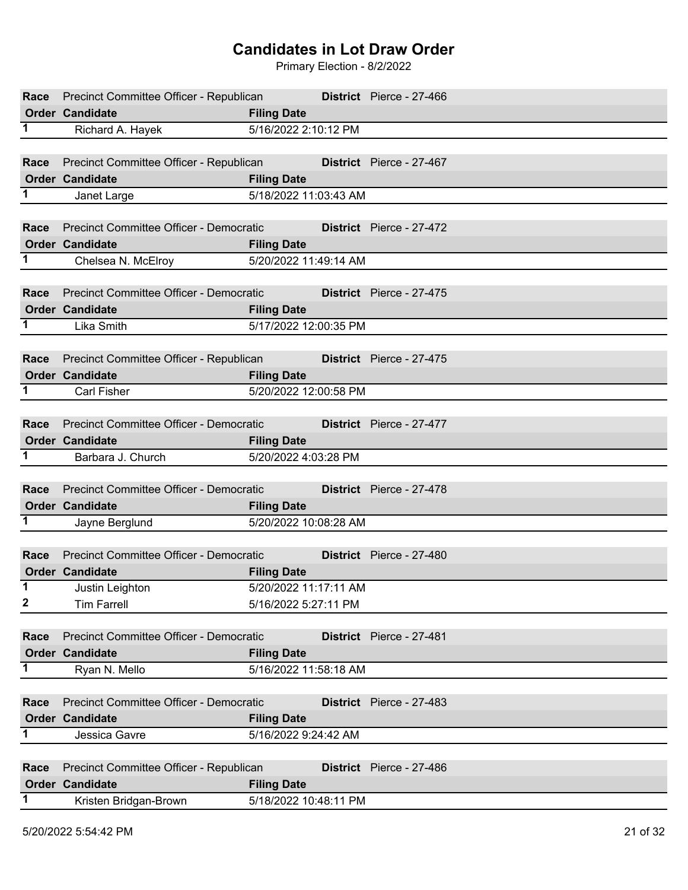# Candidates in Lot Draw Order

Primary Election - 8/2/2022

**Race** Precinct Committee Officer - Republican **District** Pierce - 27-466

| Order | Candidate | Filing Date |
|---|---|---|
| 1 | Richard A. Hayek | 5/16/2022 2:10:12 PM |

**Race** Precinct Committee Officer - Republican **District** Pierce - 27-467

| Order | Candidate | Filing Date |
|---|---|---|
| 1 | Janet Large | 5/18/2022 11:03:43 AM |

**Race** Precinct Committee Officer - Democratic **District** Pierce - 27-472

| Order | Candidate | Filing Date |
|---|---|---|
| 1 | Chelsea N. McElroy | 5/20/2022 11:49:14 AM |

**Race** Precinct Committee Officer - Democratic **District** Pierce - 27-475

| Order | Candidate | Filing Date |
|---|---|---|
| 1 | Lika Smith | 5/17/2022 12:00:35 PM |

**Race** Precinct Committee Officer - Republican **District** Pierce - 27-475

| Order | Candidate | Filing Date |
|---|---|---|
| 1 | Carl Fisher | 5/20/2022 12:00:58 PM |

**Race** Precinct Committee Officer - Democratic **District** Pierce - 27-477

| Order | Candidate | Filing Date |
|---|---|---|
| 1 | Barbara J. Church | 5/20/2022 4:03:28 PM |

**Race** Precinct Committee Officer - Democratic **District** Pierce - 27-478

| Order | Candidate | Filing Date |
|---|---|---|
| 1 | Jayne Berglund | 5/20/2022 10:08:28 AM |

**Race** Precinct Committee Officer - Democratic **District** Pierce - 27-480

| Order | Candidate | Filing Date |
|---|---|---|
| 1 | Justin Leighton | 5/20/2022 11:17:11 AM |
| 2 | Tim Farrell | 5/16/2022 5:27:11 PM |

**Race** Precinct Committee Officer - Democratic **District** Pierce - 27-481

| Order | Candidate | Filing Date |
|---|---|---|
| 1 | Ryan N. Mello | 5/16/2022 11:58:18 AM |

**Race** Precinct Committee Officer - Democratic **District** Pierce - 27-483

| Order | Candidate | Filing Date |
|---|---|---|
| 1 | Jessica Gavre | 5/16/2022 9:24:42 AM |

**Race** Precinct Committee Officer - Republican **District** Pierce - 27-486

| Order | Candidate | Filing Date |
|---|---|---|
| 1 | Kristen Bridgan-Brown | 5/18/2022 10:48:11 PM |

5/20/2022 5:54:42 PM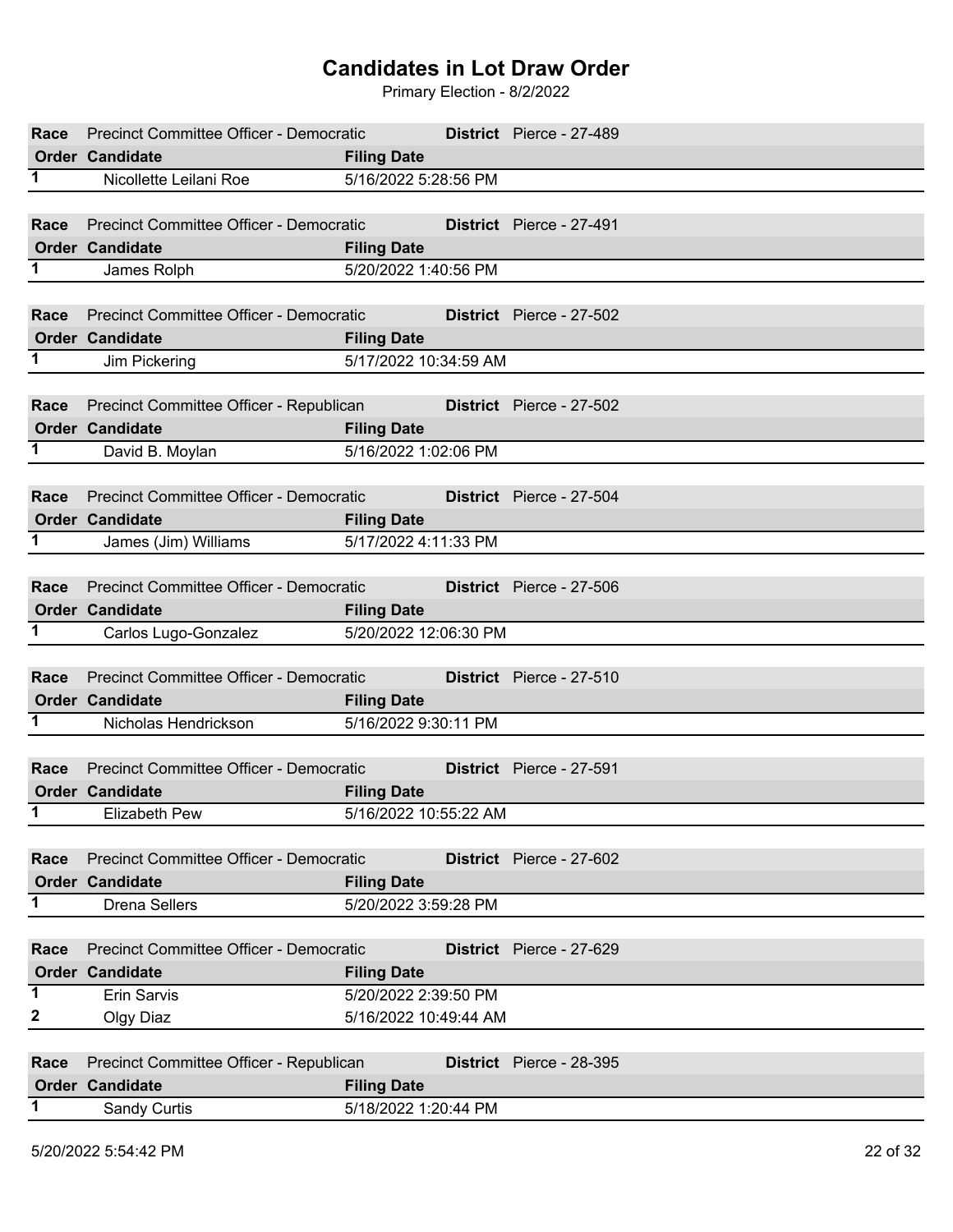# Candidates in Lot Draw Order

Primary Election - 8/2/2022

**Race** Precinct Committee Officer - Democratic **District** Pierce - 27-489

| Order | Candidate | Filing Date |
|---|---|---|
| 1 | Nicollette Leilani Roe | 5/16/2022 5:28:56 PM |

**Race** Precinct Committee Officer - Democratic **District** Pierce - 27-491

| Order | Candidate | Filing Date |
|---|---|---|
| 1 | James Rolph | 5/20/2022 1:40:56 PM |

**Race** Precinct Committee Officer - Democratic **District** Pierce - 27-502

| Order | Candidate | Filing Date |
|---|---|---|
| 1 | Jim Pickering | 5/17/2022 10:34:59 AM |

**Race** Precinct Committee Officer - Republican **District** Pierce - 27-502

| Order | Candidate | Filing Date |
|---|---|---|
| 1 | David B. Moylan | 5/16/2022 1:02:06 PM |

**Race** Precinct Committee Officer - Democratic **District** Pierce - 27-504

| Order | Candidate | Filing Date |
|---|---|---|
| 1 | James (Jim) Williams | 5/17/2022 4:11:33 PM |

**Race** Precinct Committee Officer - Democratic **District** Pierce - 27-506

| Order | Candidate | Filing Date |
|---|---|---|
| 1 | Carlos Lugo-Gonzalez | 5/20/2022 12:06:30 PM |

**Race** Precinct Committee Officer - Democratic **District** Pierce - 27-510

| Order | Candidate | Filing Date |
|---|---|---|
| 1 | Nicholas Hendrickson | 5/16/2022 9:30:11 PM |

**Race** Precinct Committee Officer - Democratic **District** Pierce - 27-591

| Order | Candidate | Filing Date |
|---|---|---|
| 1 | Elizabeth Pew | 5/16/2022 10:55:22 AM |

**Race** Precinct Committee Officer - Democratic **District** Pierce - 27-602

| Order | Candidate | Filing Date |
|---|---|---|
| 1 | Drena Sellers | 5/20/2022 3:59:28 PM |

**Race** Precinct Committee Officer - Democratic **District** Pierce - 27-629

| Order | Candidate | Filing Date |
|---|---|---|
| 1 | Erin Sarvis | 5/20/2022 2:39:50 PM |
| 2 | Olgy Diaz | 5/16/2022 10:49:44 AM |

**Race** Precinct Committee Officer - Republican **District** Pierce - 28-395

| Order | Candidate | Filing Date |
|---|---|---|
| 1 | Sandy Curtis | 5/18/2022 1:20:44 PM |

5/20/2022 5:54:42 PM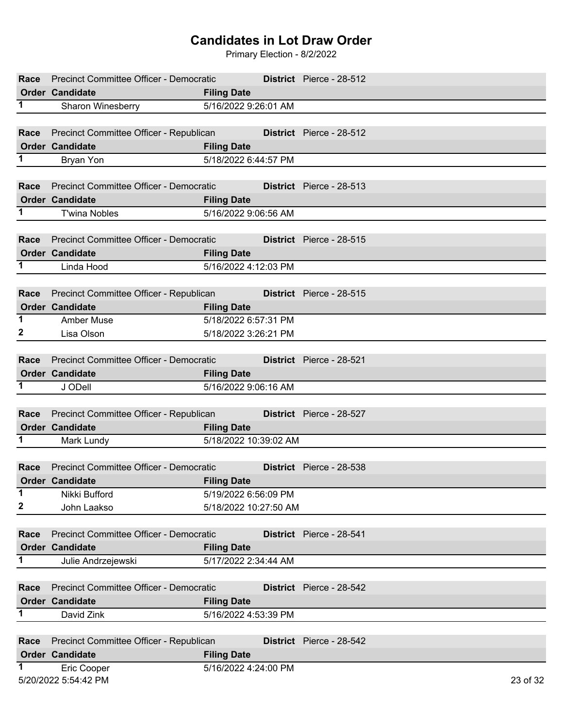# Candidates in Lot Draw Order

Primary Election - 8/2/2022

**Race** Precinct Committee Officer - Democratic **District** Pierce - 28-512

| Order | Candidate | Filing Date |
| --- | --- | --- |
| 1 | Sharon Winesberry | 5/16/2022 9:26:01 AM |

**Race** Precinct Committee Officer - Republican **District** Pierce - 28-512

| Order | Candidate | Filing Date |
| --- | --- | --- |
| 1 | Bryan Yon | 5/18/2022 6:44:57 PM |

**Race** Precinct Committee Officer - Democratic **District** Pierce - 28-513

| Order | Candidate | Filing Date |
| --- | --- | --- |
| 1 | T'wina Nobles | 5/16/2022 9:06:56 AM |

**Race** Precinct Committee Officer - Democratic **District** Pierce - 28-515

| Order | Candidate | Filing Date |
| --- | --- | --- |
| 1 | Linda Hood | 5/16/2022 4:12:03 PM |

**Race** Precinct Committee Officer - Republican **District** Pierce - 28-515

| Order | Candidate | Filing Date |
| --- | --- | --- |
| 1 | Amber Muse | 5/18/2022 6:57:31 PM |
| 2 | Lisa Olson | 5/18/2022 3:26:21 PM |

**Race** Precinct Committee Officer - Democratic **District** Pierce - 28-521

| Order | Candidate | Filing Date |
| --- | --- | --- |
| 1 | J ODell | 5/16/2022 9:06:16 AM |

**Race** Precinct Committee Officer - Republican **District** Pierce - 28-527

| Order | Candidate | Filing Date |
| --- | --- | --- |
| 1 | Mark Lundy | 5/18/2022 10:39:02 AM |

**Race** Precinct Committee Officer - Democratic **District** Pierce - 28-538

| Order | Candidate | Filing Date |
| --- | --- | --- |
| 1 | Nikki Bufford | 5/19/2022 6:56:09 PM |
| 2 | John Laakso | 5/18/2022 10:27:50 AM |

**Race** Precinct Committee Officer - Democratic **District** Pierce - 28-541

| Order | Candidate | Filing Date |
| --- | --- | --- |
| 1 | Julie Andrzejewski | 5/17/2022 2:34:44 AM |

**Race** Precinct Committee Officer - Democratic **District** Pierce - 28-542

| Order | Candidate | Filing Date |
| --- | --- | --- |
| 1 | David Zink | 5/16/2022 4:53:39 PM |

**Race** Precinct Committee Officer - Republican **District** Pierce - 28-542

| Order | Candidate | Filing Date |
| --- | --- | --- |
| 1 | Eric Cooper | 5/16/2022 4:24:00 PM |

5/20/2022 5:54:42 PM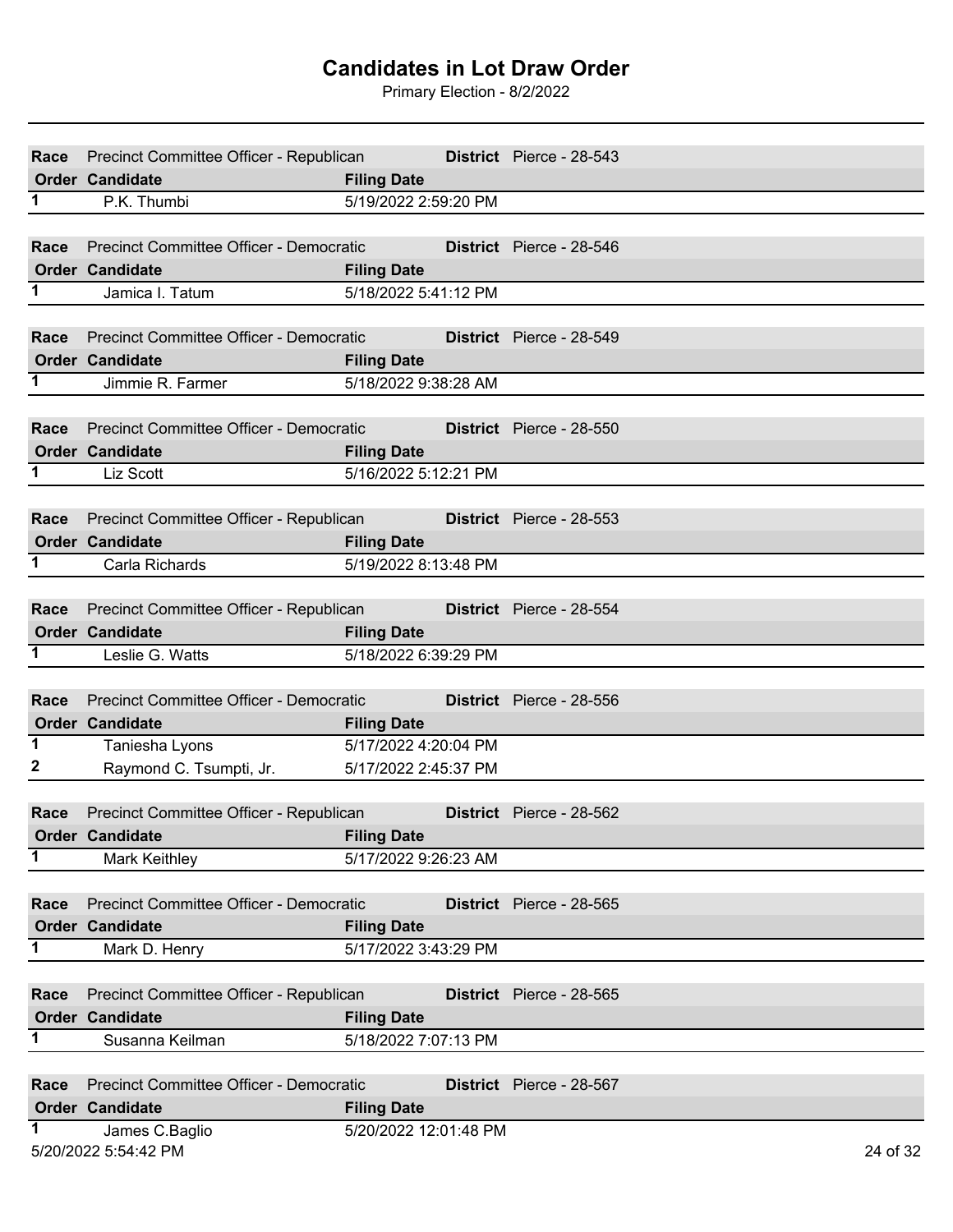# Candidates in Lot Draw Order

Primary Election - 8/2/2022

**Race** Precinct Committee Officer - Republican **District** Pierce - 28-543

| Order | Candidate | Filing Date |
|---|---|---|
| 1 | P.K. Thumbi | 5/19/2022 2:59:20 PM |

**Race** Precinct Committee Officer - Democratic **District** Pierce - 28-546

| Order | Candidate | Filing Date |
|---|---|---|
| 1 | Jamica I. Tatum | 5/18/2022 5:41:12 PM |

**Race** Precinct Committee Officer - Democratic **District** Pierce - 28-549

| Order | Candidate | Filing Date |
|---|---|---|
| 1 | Jimmie R. Farmer | 5/18/2022 9:38:28 AM |

**Race** Precinct Committee Officer - Democratic **District** Pierce - 28-550

| Order | Candidate | Filing Date |
|---|---|---|
| 1 | Liz Scott | 5/16/2022 5:12:21 PM |

**Race** Precinct Committee Officer - Republican **District** Pierce - 28-553

| Order | Candidate | Filing Date |
|---|---|---|
| 1 | Carla Richards | 5/19/2022 8:13:48 PM |

**Race** Precinct Committee Officer - Republican **District** Pierce - 28-554

| Order | Candidate | Filing Date |
|---|---|---|
| 1 | Leslie G. Watts | 5/18/2022 6:39:29 PM |

**Race** Precinct Committee Officer - Democratic **District** Pierce - 28-556

| Order | Candidate | Filing Date |
|---|---|---|
| 1 | Taniesha Lyons | 5/17/2022 4:20:04 PM |
| 2 | Raymond C. Tsumpti, Jr. | 5/17/2022 2:45:37 PM |

**Race** Precinct Committee Officer - Republican **District** Pierce - 28-562

| Order | Candidate | Filing Date |
|---|---|---|
| 1 | Mark Keithley | 5/17/2022 9:26:23 AM |

**Race** Precinct Committee Officer - Democratic **District** Pierce - 28-565

| Order | Candidate | Filing Date |
|---|---|---|
| 1 | Mark D. Henry | 5/17/2022 3:43:29 PM |

**Race** Precinct Committee Officer - Republican **District** Pierce - 28-565

| Order | Candidate | Filing Date |
|---|---|---|
| 1 | Susanna Keilman | 5/18/2022 7:07:13 PM |

**Race** Precinct Committee Officer - Democratic **District** Pierce - 28-567

| Order | Candidate | Filing Date |
|---|---|---|
| 1 | James C.Baglio | 5/20/2022 12:01:48 PM |

5/20/2022 5:54:42 PM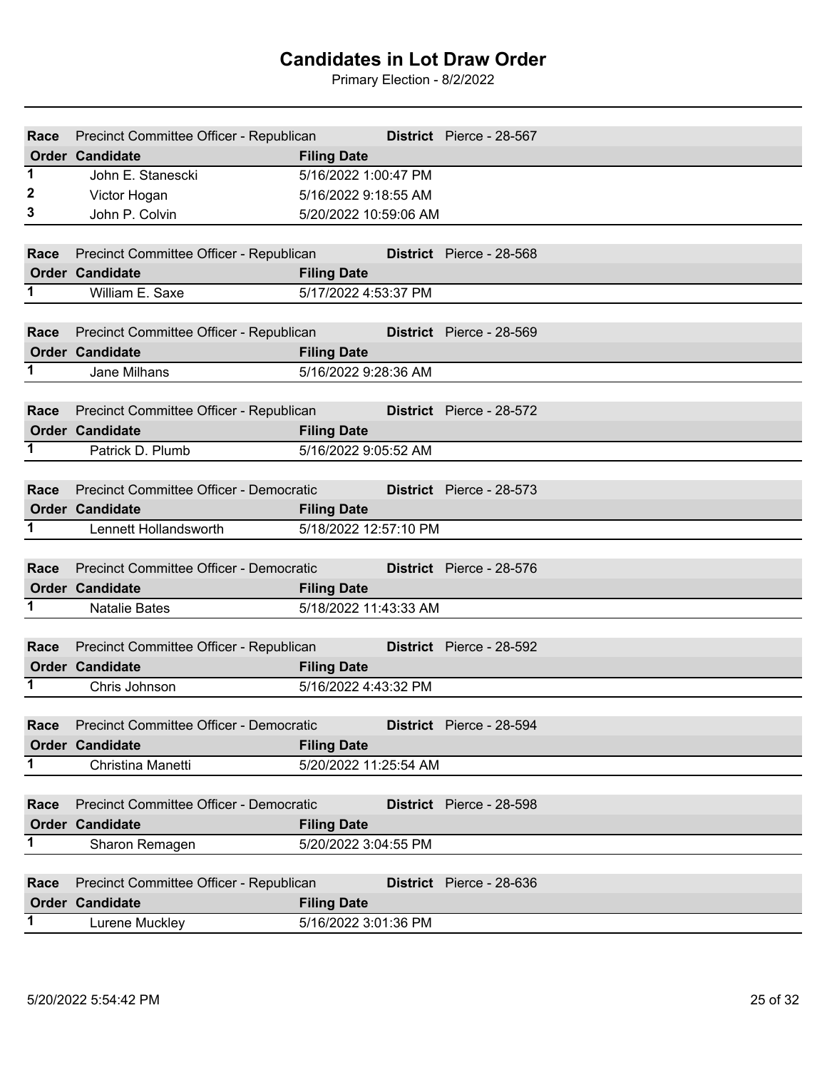# Candidates in Lot Draw Order

Primary Election - 8/2/2022

**Race** Precinct Committee Officer - Republican **District** Pierce - 28-567

| Order | Candidate | Filing Date |
|---|---|---|
| 1 | John E. Stanescki | 5/16/2022 1:00:47 PM |
| 2 | Victor Hogan | 5/16/2022 9:18:55 AM |
| 3 | John P. Colvin | 5/20/2022 10:59:06 AM |

**Race** Precinct Committee Officer - Republican **District** Pierce - 28-568

| Order | Candidate | Filing Date |
|---|---|---|
| 1 | William E. Saxe | 5/17/2022 4:53:37 PM |

**Race** Precinct Committee Officer - Republican **District** Pierce - 28-569

| Order | Candidate | Filing Date |
|---|---|---|
| 1 | Jane Milhans | 5/16/2022 9:28:36 AM |

**Race** Precinct Committee Officer - Republican **District** Pierce - 28-572

| Order | Candidate | Filing Date |
|---|---|---|
| 1 | Patrick D. Plumb | 5/16/2022 9:05:52 AM |

**Race** Precinct Committee Officer - Democratic **District** Pierce - 28-573

| Order | Candidate | Filing Date |
|---|---|---|
| 1 | Lennett Hollandsworth | 5/18/2022 12:57:10 PM |

**Race** Precinct Committee Officer - Democratic **District** Pierce - 28-576

| Order | Candidate | Filing Date |
|---|---|---|
| 1 | Natalie Bates | 5/18/2022 11:43:33 AM |

**Race** Precinct Committee Officer - Republican **District** Pierce - 28-592

| Order | Candidate | Filing Date |
|---|---|---|
| 1 | Chris Johnson | 5/16/2022 4:43:32 PM |

**Race** Precinct Committee Officer - Democratic **District** Pierce - 28-594

| Order | Candidate | Filing Date |
|---|---|---|
| 1 | Christina Manetti | 5/20/2022 11:25:54 AM |

**Race** Precinct Committee Officer - Democratic **District** Pierce - 28-598

| Order | Candidate | Filing Date |
|---|---|---|
| 1 | Sharon Remagen | 5/20/2022 3:04:55 PM |

**Race** Precinct Committee Officer - Republican **District** Pierce - 28-636

| Order | Candidate | Filing Date |
|---|---|---|
| 1 | Lurene Muckley | 5/16/2022 3:01:36 PM |

5/20/2022 5:54:42 PM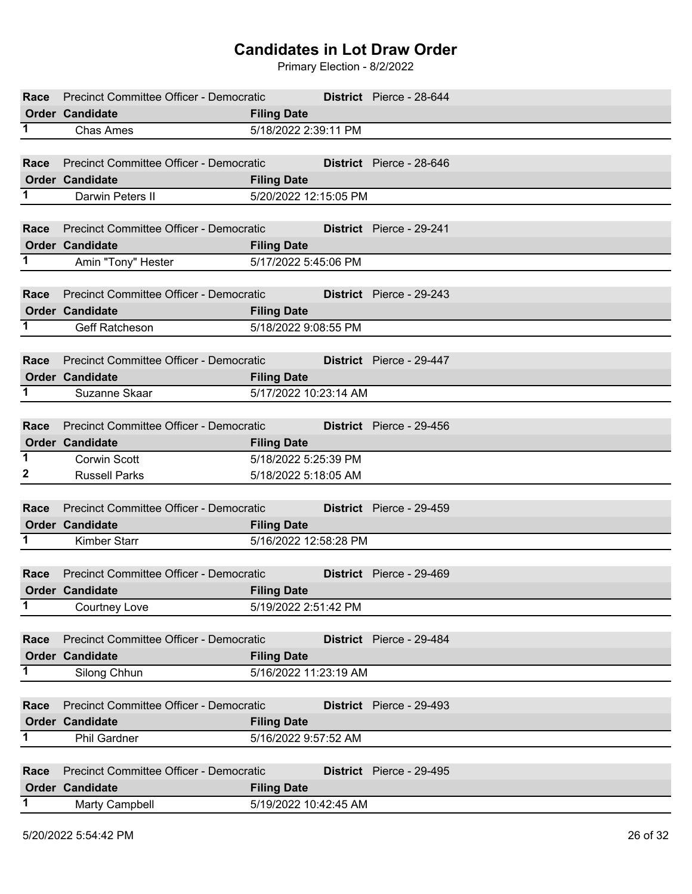# Candidates in Lot Draw Order

Primary Election - 8/2/2022

**Race** Precinct Committee Officer - Democratic **District** Pierce - 28-644

| Order | Candidate | Filing Date |
|---|---|---|
| 1 | Chas Ames | 5/18/2022 2:39:11 PM |

**Race** Precinct Committee Officer - Democratic **District** Pierce - 28-646

| Order | Candidate | Filing Date |
|---|---|---|
| 1 | Darwin Peters II | 5/20/2022 12:15:05 PM |

**Race** Precinct Committee Officer - Democratic **District** Pierce - 29-241

| Order | Candidate | Filing Date |
|---|---|---|
| 1 | Amin "Tony" Hester | 5/17/2022 5:45:06 PM |

**Race** Precinct Committee Officer - Democratic **District** Pierce - 29-243

| Order | Candidate | Filing Date |
|---|---|---|
| 1 | Geff Ratcheson | 5/18/2022 9:08:55 PM |

**Race** Precinct Committee Officer - Democratic **District** Pierce - 29-447

| Order | Candidate | Filing Date |
|---|---|---|
| 1 | Suzanne Skaar | 5/17/2022 10:23:14 AM |

**Race** Precinct Committee Officer - Democratic **District** Pierce - 29-456

| Order | Candidate | Filing Date |
|---|---|---|
| 1 | Corwin Scott | 5/18/2022 5:25:39 PM |
| 2 | Russell Parks | 5/18/2022 5:18:05 AM |

**Race** Precinct Committee Officer - Democratic **District** Pierce - 29-459

| Order | Candidate | Filing Date |
|---|---|---|
| 1 | Kimber Starr | 5/16/2022 12:58:28 PM |

**Race** Precinct Committee Officer - Democratic **District** Pierce - 29-469

| Order | Candidate | Filing Date |
|---|---|---|
| 1 | Courtney Love | 5/19/2022 2:51:42 PM |

**Race** Precinct Committee Officer - Democratic **District** Pierce - 29-484

| Order | Candidate | Filing Date |
|---|---|---|
| 1 | Silong Chhun | 5/16/2022 11:23:19 AM |

**Race** Precinct Committee Officer - Democratic **District** Pierce - 29-493

| Order | Candidate | Filing Date |
|---|---|---|
| 1 | Phil Gardner | 5/16/2022 9:57:52 AM |

**Race** Precinct Committee Officer - Democratic **District** Pierce - 29-495

| Order | Candidate | Filing Date |
|---|---|---|
| 1 | Marty Campbell | 5/19/2022 10:42:45 AM |

5/20/2022 5:54:42 PM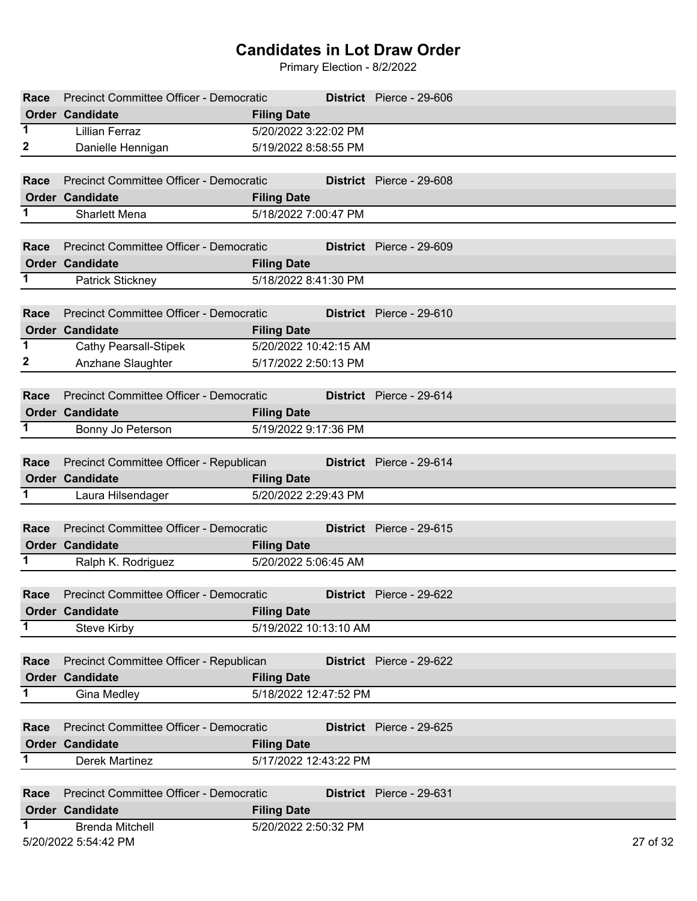# Candidates in Lot Draw Order

Primary Election - 8/2/2022

**Race** Precinct Committee Officer - Democratic **District** Pierce - 29-606

| Order | Candidate | Filing Date |
|---|---|---|
| 1 | Lillian Ferraz | 5/20/2022 3:22:02 PM |
| 2 | Danielle Hennigan | 5/19/2022 8:58:55 PM |

**Race** Precinct Committee Officer - Democratic **District** Pierce - 29-608

| Order | Candidate | Filing Date |
|---|---|---|
| 1 | Sharlett Mena | 5/18/2022 7:00:47 PM |

**Race** Precinct Committee Officer - Democratic **District** Pierce - 29-609

| Order | Candidate | Filing Date |
|---|---|---|
| 1 | Patrick Stickney | 5/18/2022 8:41:30 PM |

**Race** Precinct Committee Officer - Democratic **District** Pierce - 29-610

| Order | Candidate | Filing Date |
|---|---|---|
| 1 | Cathy Pearsall-Stipek | 5/20/2022 10:42:15 AM |
| 2 | Anzhane Slaughter | 5/17/2022 2:50:13 PM |

**Race** Precinct Committee Officer - Democratic **District** Pierce - 29-614

| Order | Candidate | Filing Date |
|---|---|---|
| 1 | Bonny Jo Peterson | 5/19/2022 9:17:36 PM |

**Race** Precinct Committee Officer - Republican **District** Pierce - 29-614

| Order | Candidate | Filing Date |
|---|---|---|
| 1 | Laura Hilsendager | 5/20/2022 2:29:43 PM |

**Race** Precinct Committee Officer - Democratic **District** Pierce - 29-615

| Order | Candidate | Filing Date |
|---|---|---|
| 1 | Ralph K. Rodriguez | 5/20/2022 5:06:45 AM |

**Race** Precinct Committee Officer - Democratic **District** Pierce - 29-622

| Order | Candidate | Filing Date |
|---|---|---|
| 1 | Steve Kirby | 5/19/2022 10:13:10 AM |

**Race** Precinct Committee Officer - Republican **District** Pierce - 29-622

| Order | Candidate | Filing Date |
|---|---|---|
| 1 | Gina Medley | 5/18/2022 12:47:52 PM |

**Race** Precinct Committee Officer - Democratic **District** Pierce - 29-625

| Order | Candidate | Filing Date |
|---|---|---|
| 1 | Derek Martinez | 5/17/2022 12:43:22 PM |

**Race** Precinct Committee Officer - Democratic **District** Pierce - 29-631

| Order | Candidate | Filing Date |
|---|---|---|
| 1 | Brenda Mitchell | 5/20/2022 2:50:32 PM |

5/20/2022 5:54:42 PM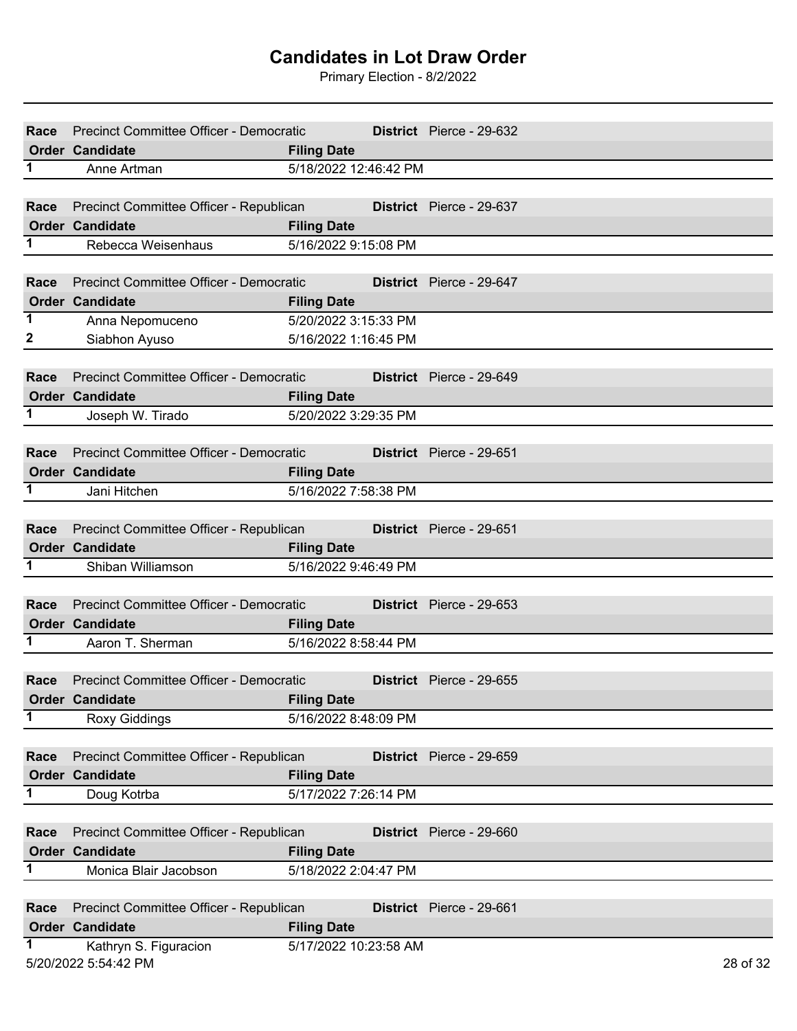# Candidates in Lot Draw Order

Primary Election - 8/2/2022

**Race** Precinct Committee Officer - Democratic **District** Pierce - 29-632

| Order | Candidate | Filing Date |
|---|---|---|
| 1 | Anne Artman | 5/18/2022 12:46:42 PM |

**Race** Precinct Committee Officer - Republican **District** Pierce - 29-637

| Order | Candidate | Filing Date |
|---|---|---|
| 1 | Rebecca Weisenhaus | 5/16/2022 9:15:08 PM |

**Race** Precinct Committee Officer - Democratic **District** Pierce - 29-647

| Order | Candidate | Filing Date |
|---|---|---|
| 1 | Anna Nepomuceno | 5/20/2022 3:15:33 PM |
| 2 | Siabhon Ayuso | 5/16/2022 1:16:45 PM |

**Race** Precinct Committee Officer - Democratic **District** Pierce - 29-649

| Order | Candidate | Filing Date |
|---|---|---|
| 1 | Joseph W. Tirado | 5/20/2022 3:29:35 PM |

**Race** Precinct Committee Officer - Democratic **District** Pierce - 29-651

| Order | Candidate | Filing Date |
|---|---|---|
| 1 | Jani Hitchen | 5/16/2022 7:58:38 PM |

**Race** Precinct Committee Officer - Republican **District** Pierce - 29-651

| Order | Candidate | Filing Date |
|---|---|---|
| 1 | Shiban Williamson | 5/16/2022 9:46:49 PM |

**Race** Precinct Committee Officer - Democratic **District** Pierce - 29-653

| Order | Candidate | Filing Date |
|---|---|---|
| 1 | Aaron T. Sherman | 5/16/2022 8:58:44 PM |

**Race** Precinct Committee Officer - Democratic **District** Pierce - 29-655

| Order | Candidate | Filing Date |
|---|---|---|
| 1 | Roxy Giddings | 5/16/2022 8:48:09 PM |

**Race** Precinct Committee Officer - Republican **District** Pierce - 29-659

| Order | Candidate | Filing Date |
|---|---|---|
| 1 | Doug Kotrba | 5/17/2022 7:26:14 PM |

**Race** Precinct Committee Officer - Republican **District** Pierce - 29-660

| Order | Candidate | Filing Date |
|---|---|---|
| 1 | Monica Blair Jacobson | 5/18/2022 2:04:47 PM |

**Race** Precinct Committee Officer - Republican **District** Pierce - 29-661

| Order | Candidate | Filing Date |
|---|---|---|
| 1 | Kathryn S. Figuracion | 5/17/2022 10:23:58 AM |

5/20/2022 5:54:42 PM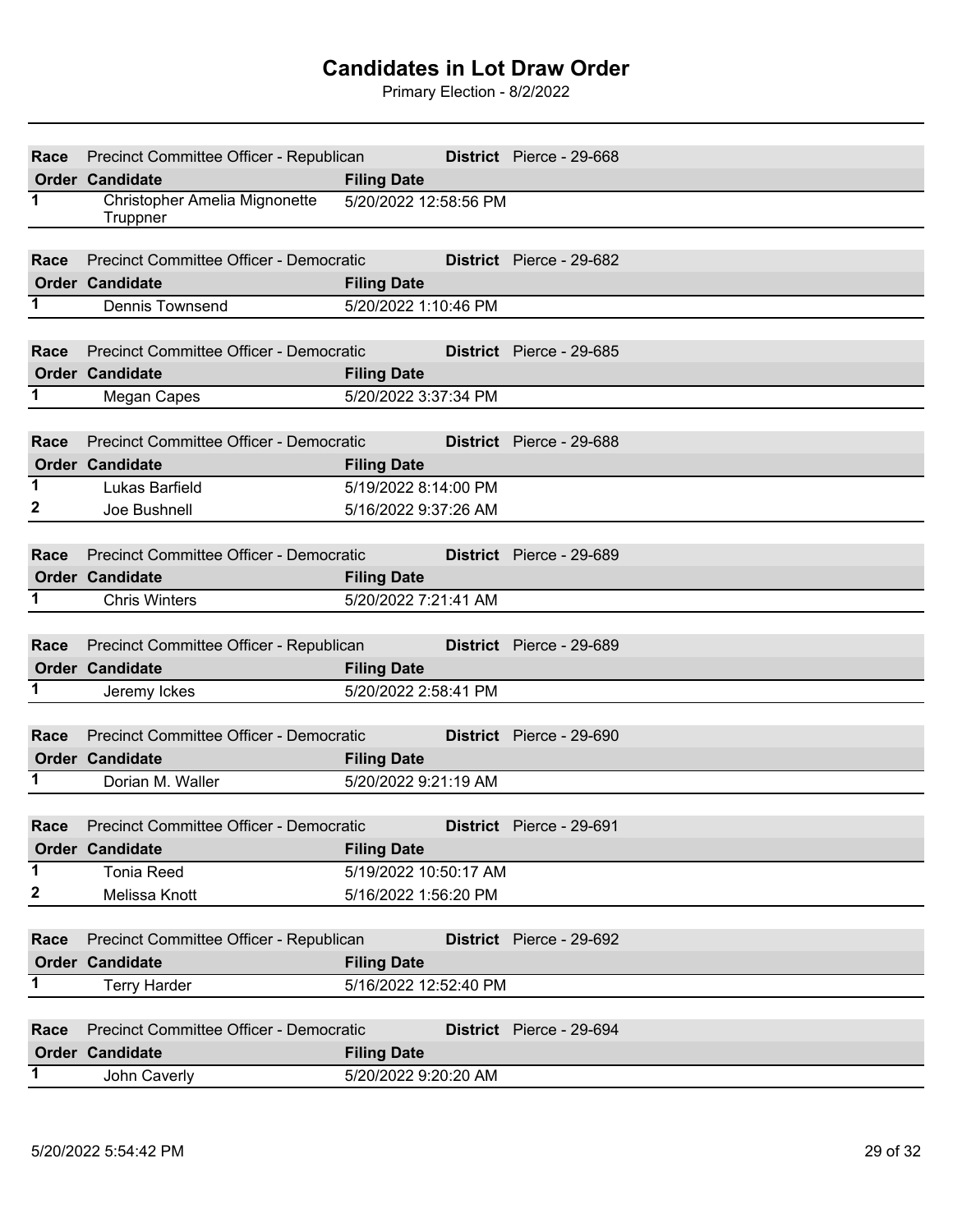# Candidates in Lot Draw Order

Primary Election - 8/2/2022

**Race** Precinct Committee Officer - Republican **District** Pierce - 29-668

| Order | Candidate | Filing Date |
|---|---|---|
| 1 | Christopher Amelia Mignonette Truppner | 5/20/2022 12:58:56 PM |

**Race** Precinct Committee Officer - Democratic **District** Pierce - 29-682

| Order | Candidate | Filing Date |
|---|---|---|
| 1 | Dennis Townsend | 5/20/2022 1:10:46 PM |

**Race** Precinct Committee Officer - Democratic **District** Pierce - 29-685

| Order | Candidate | Filing Date |
|---|---|---|
| 1 | Megan Capes | 5/20/2022 3:37:34 PM |

**Race** Precinct Committee Officer - Democratic **District** Pierce - 29-688

| Order | Candidate | Filing Date |
|---|---|---|
| 1 | Lukas Barfield | 5/19/2022 8:14:00 PM |
| 2 | Joe Bushnell | 5/16/2022 9:37:26 AM |

**Race** Precinct Committee Officer - Democratic **District** Pierce - 29-689

| Order | Candidate | Filing Date |
|---|---|---|
| 1 | Chris Winters | 5/20/2022 7:21:41 AM |

**Race** Precinct Committee Officer - Republican **District** Pierce - 29-689

| Order | Candidate | Filing Date |
|---|---|---|
| 1 | Jeremy Ickes | 5/20/2022 2:58:41 PM |

**Race** Precinct Committee Officer - Democratic **District** Pierce - 29-690

| Order | Candidate | Filing Date |
|---|---|---|
| 1 | Dorian M. Waller | 5/20/2022 9:21:19 AM |

**Race** Precinct Committee Officer - Democratic **District** Pierce - 29-691

| Order | Candidate | Filing Date |
|---|---|---|
| 1 | Tonia Reed | 5/19/2022 10:50:17 AM |
| 2 | Melissa Knott | 5/16/2022 1:56:20 PM |

**Race** Precinct Committee Officer - Republican **District** Pierce - 29-692

| Order | Candidate | Filing Date |
|---|---|---|
| 1 | Terry Harder | 5/16/2022 12:52:40 PM |

**Race** Precinct Committee Officer - Democratic **District** Pierce - 29-694

| Order | Candidate | Filing Date |
|---|---|---|
| 1 | John Caverly | 5/20/2022 9:20:20 AM |

5/20/2022 5:54:42 PM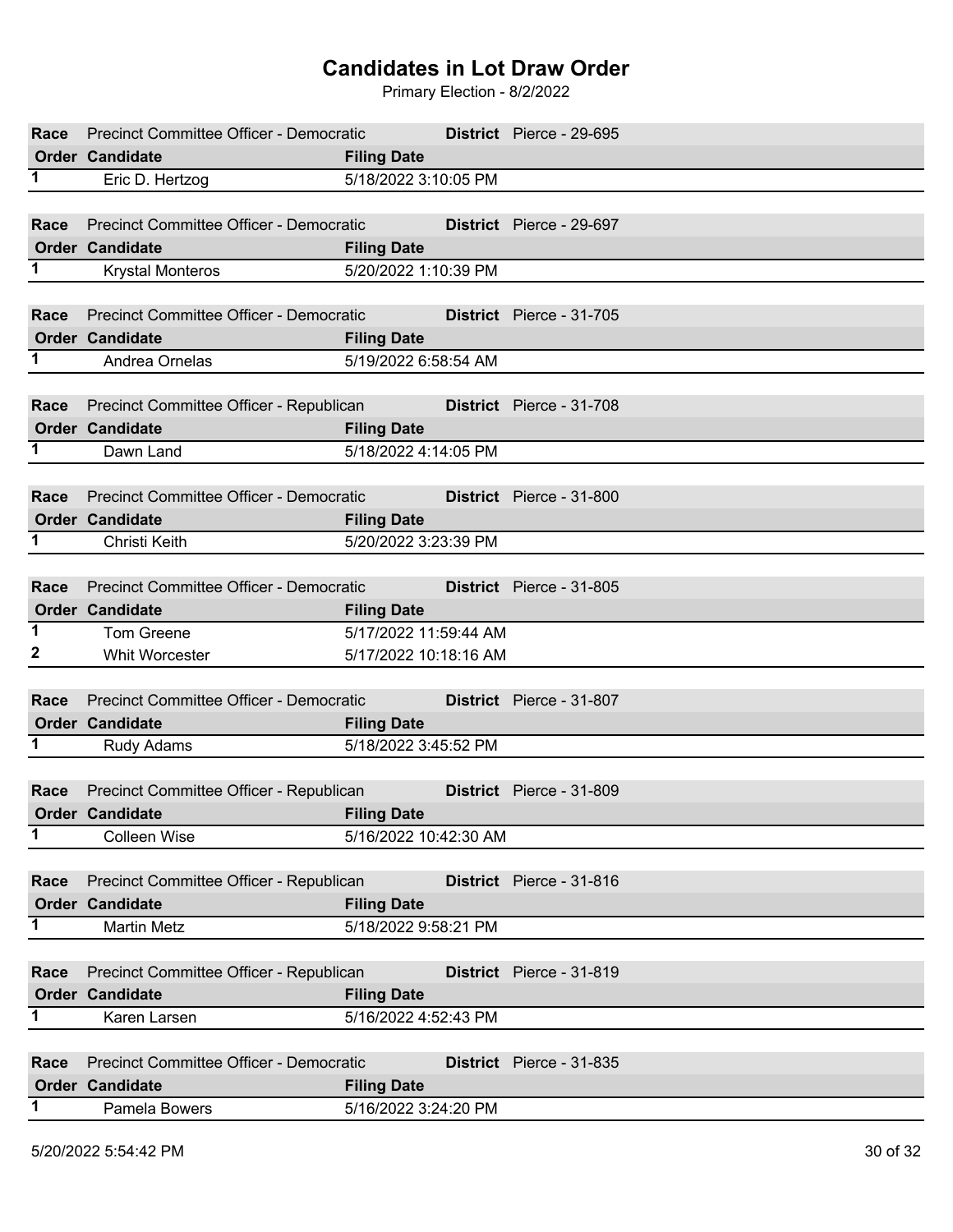# Candidates in Lot Draw Order

Primary Election - 8/2/2022

| Race | Precinct Committee Officer - Democratic | District | Pierce - 29-695 |
|---|---|---|---|
| **Order** | **Candidate** | **Filing Date** | |
| 1 | Eric D. Hertzog | 5/18/2022 3:10:05 PM | |

| Race | Precinct Committee Officer - Democratic | District | Pierce - 29-697 |
|---|---|---|---|
| **Order** | **Candidate** | **Filing Date** | |
| 1 | Krystal Monteros | 5/20/2022 1:10:39 PM | |

| Race | Precinct Committee Officer - Democratic | District | Pierce - 31-705 |
|---|---|---|---|
| **Order** | **Candidate** | **Filing Date** | |
| 1 | Andrea Ornelas | 5/19/2022 6:58:54 AM | |

| Race | Precinct Committee Officer - Republican | District | Pierce - 31-708 |
|---|---|---|---|
| **Order** | **Candidate** | **Filing Date** | |
| 1 | Dawn Land | 5/18/2022 4:14:05 PM | |

| Race | Precinct Committee Officer - Democratic | District | Pierce - 31-800 |
|---|---|---|---|
| **Order** | **Candidate** | **Filing Date** | |
| 1 | Christi Keith | 5/20/2022 3:23:39 PM | |

| Race | Precinct Committee Officer - Democratic | District | Pierce - 31-805 |
|---|---|---|---|
| **Order** | **Candidate** | **Filing Date** | |
| 1 | Tom Greene | 5/17/2022 11:59:44 AM | |
| 2 | Whit Worcester | 5/17/2022 10:18:16 AM | |

| Race | Precinct Committee Officer - Democratic | District | Pierce - 31-807 |
|---|---|---|---|
| **Order** | **Candidate** | **Filing Date** | |
| 1 | Rudy Adams | 5/18/2022 3:45:52 PM | |

| Race | Precinct Committee Officer - Republican | District | Pierce - 31-809 |
|---|---|---|---|
| **Order** | **Candidate** | **Filing Date** | |
| 1 | Colleen Wise | 5/16/2022 10:42:30 AM | |

| Race | Precinct Committee Officer - Republican | District | Pierce - 31-816 |
|---|---|---|---|
| **Order** | **Candidate** | **Filing Date** | |
| 1 | Martin Metz | 5/18/2022 9:58:21 PM | |

| Race | Precinct Committee Officer - Republican | District | Pierce - 31-819 |
|---|---|---|---|
| **Order** | **Candidate** | **Filing Date** | |
| 1 | Karen Larsen | 5/16/2022 4:52:43 PM | |

| Race | Precinct Committee Officer - Democratic | District | Pierce - 31-835 |
|---|---|---|---|
| **Order** | **Candidate** | **Filing Date** | |
| 1 | Pamela Bowers | 5/16/2022 3:24:20 PM | |

5/20/2022 5:54:42 PM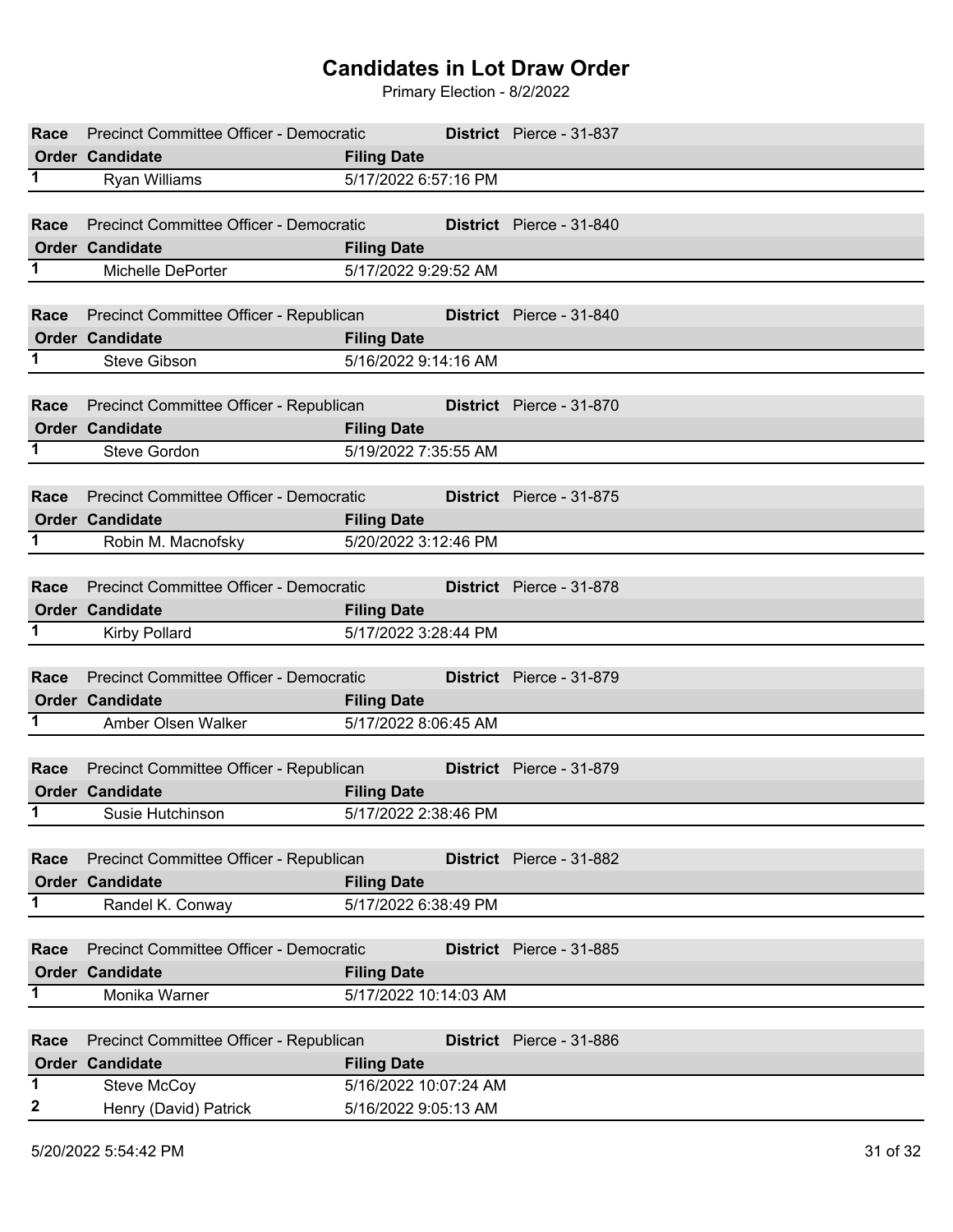# Candidates in Lot Draw Order

Primary Election - 8/2/2022

**Race** Precinct Committee Officer - Democratic **District** Pierce - 31-837

| Order | Candidate | Filing Date |
|---|---|---|
| 1 | Ryan Williams | 5/17/2022 6:57:16 PM |

**Race** Precinct Committee Officer - Democratic **District** Pierce - 31-840

| Order | Candidate | Filing Date |
|---|---|---|
| 1 | Michelle DePorter | 5/17/2022 9:29:52 AM |

**Race** Precinct Committee Officer - Republican **District** Pierce - 31-840

| Order | Candidate | Filing Date |
|---|---|---|
| 1 | Steve Gibson | 5/16/2022 9:14:16 AM |

**Race** Precinct Committee Officer - Republican **District** Pierce - 31-870

| Order | Candidate | Filing Date |
|---|---|---|
| 1 | Steve Gordon | 5/19/2022 7:35:55 AM |

**Race** Precinct Committee Officer - Democratic **District** Pierce - 31-875

| Order | Candidate | Filing Date |
|---|---|---|
| 1 | Robin M. Macnofsky | 5/20/2022 3:12:46 PM |

**Race** Precinct Committee Officer - Democratic **District** Pierce - 31-878

| Order | Candidate | Filing Date |
|---|---|---|
| 1 | Kirby Pollard | 5/17/2022 3:28:44 PM |

**Race** Precinct Committee Officer - Democratic **District** Pierce - 31-879

| Order | Candidate | Filing Date |
|---|---|---|
| 1 | Amber Olsen Walker | 5/17/2022 8:06:45 AM |

**Race** Precinct Committee Officer - Republican **District** Pierce - 31-879

| Order | Candidate | Filing Date |
|---|---|---|
| 1 | Susie Hutchinson | 5/17/2022 2:38:46 PM |

**Race** Precinct Committee Officer - Republican **District** Pierce - 31-882

| Order | Candidate | Filing Date |
|---|---|---|
| 1 | Randel K. Conway | 5/17/2022 6:38:49 PM |

**Race** Precinct Committee Officer - Democratic **District** Pierce - 31-885

| Order | Candidate | Filing Date |
|---|---|---|
| 1 | Monika Warner | 5/17/2022 10:14:03 AM |

**Race** Precinct Committee Officer - Republican **District** Pierce - 31-886

| Order | Candidate | Filing Date |
|---|---|---|
| 1 | Steve McCoy | 5/16/2022 10:07:24 AM |
| 2 | Henry (David) Patrick | 5/16/2022 9:05:13 AM |

5/20/2022 5:54:42 PM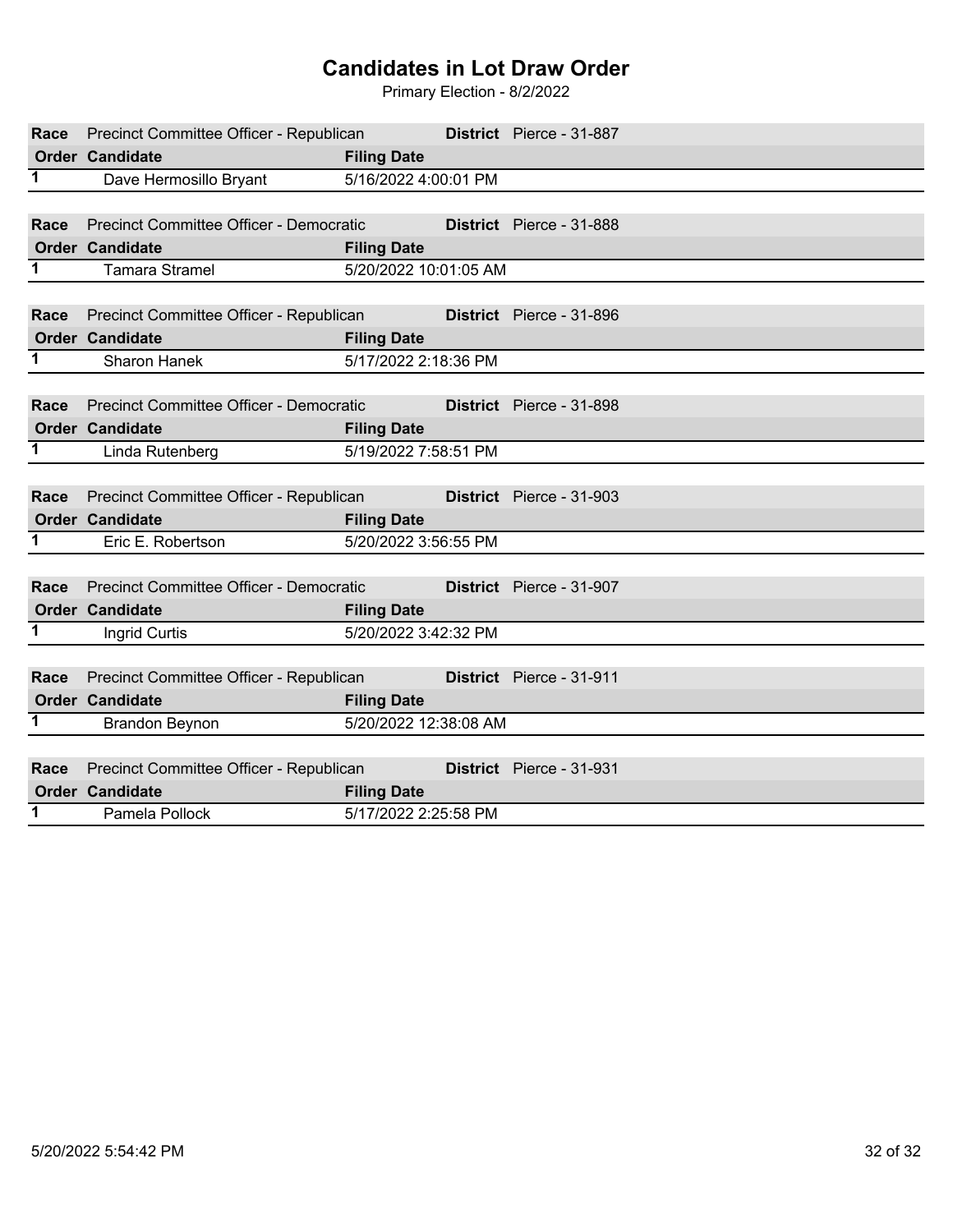# Candidates in Lot Draw Order

Primary Election - 8/2/2022

**Race** Precinct Committee Officer - Republican **District** Pierce - 31-887

| Order | Candidate | Filing Date |
|---|---|---|
| 1 | Dave Hermosillo Bryant | 5/16/2022 4:00:01 PM |

**Race** Precinct Committee Officer - Democratic **District** Pierce - 31-888

| Order | Candidate | Filing Date |
|---|---|---|
| 1 | Tamara Stramel | 5/20/2022 10:01:05 AM |

**Race** Precinct Committee Officer - Republican **District** Pierce - 31-896

| Order | Candidate | Filing Date |
|---|---|---|
| 1 | Sharon Hanek | 5/17/2022 2:18:36 PM |

**Race** Precinct Committee Officer - Democratic **District** Pierce - 31-898

| Order | Candidate | Filing Date |
|---|---|---|
| 1 | Linda Rutenberg | 5/19/2022 7:58:51 PM |

**Race** Precinct Committee Officer - Republican **District** Pierce - 31-903

| Order | Candidate | Filing Date |
|---|---|---|
| 1 | Eric E. Robertson | 5/20/2022 3:56:55 PM |

**Race** Precinct Committee Officer - Democratic **District** Pierce - 31-907

| Order | Candidate | Filing Date |
|---|---|---|
| 1 | Ingrid Curtis | 5/20/2022 3:42:32 PM |

**Race** Precinct Committee Officer - Republican **District** Pierce - 31-911

| Order | Candidate | Filing Date |
|---|---|---|
| 1 | Brandon Beynon | 5/20/2022 12:38:08 AM |

**Race** Precinct Committee Officer - Republican **District** Pierce - 31-931

| Order | Candidate | Filing Date |
|---|---|---|
| 1 | Pamela Pollock | 5/17/2022 2:25:58 PM |

5/20/2022 5:54:42 PM